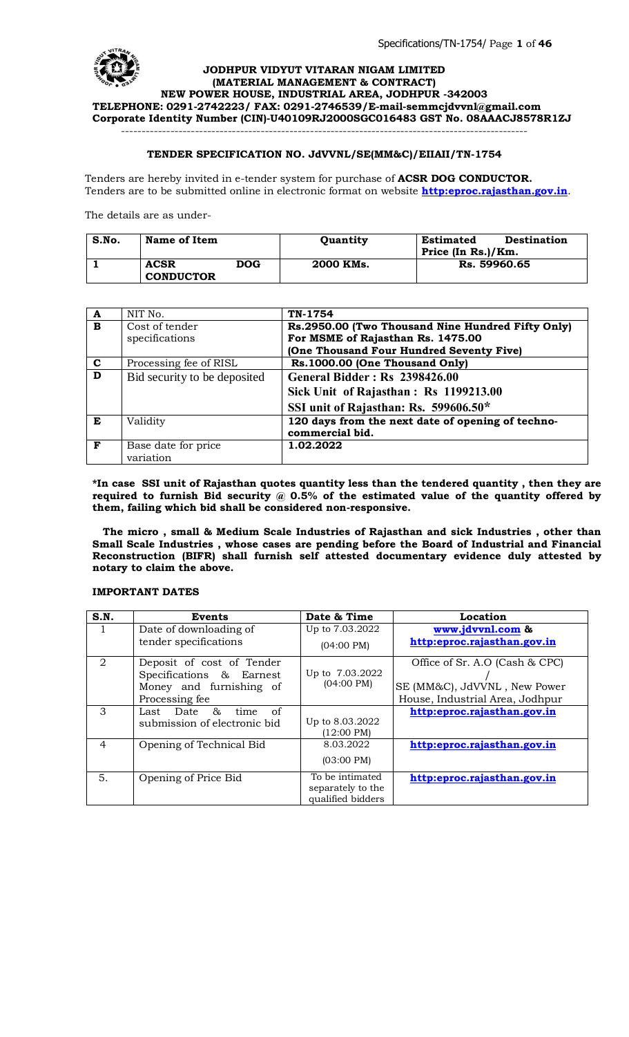**JODHPUR VIDYUT VITARAN NIGAM LIMITED**
**(MATERIAL MANAGEMENT & CONTRACT)**
**NEW POWER HOUSE, INDUSTRIAL AREA, JODHPUR -342003**
**TELEPHONE: 0291-2742223/ FAX: 0291-2746539/E-mail-semmcjdvvnl@gmail.com**
**Corporate Identity Number (CIN)-U40109RJ2000SGC016483 GST No. 08AAACJ8578R1ZJ**

---

**TENDER SPECIFICATION NO. JdVVNL/SE(MM&C)/EIIAII/TN-1754**

Tenders are hereby invited in e-tender system for purchase of **ACSR DOG CONDUCTOR.** Tenders are to be submitted online in electronic format on website **http:eproc.rajasthan.gov.in**.

The details are as under-

| S.No. | Name of Item | Quantity | Estimated Destination Price (In Rs.)/Km. |
|---|---|---|---|
| 1 | ACSR DOG CONDUCTOR | 2000 KMs. | Rs. 59960.65 |

| | | |
|---|---|---|
| **A** | NIT No. | **TN-1754** |
| **B** | Cost of tender specifications | **Rs.2950.00 (Two Thousand Nine Hundred Fifty Only) For MSME of Rajasthan Rs. 1475.00 (One Thousand Four Hundred Seventy Five)** |
| **C** | Processing fee of RISL | **Rs.1000.00 (One Thousand Only)** |
| **D** | Bid security to be deposited | **General Bidder : Rs 2398426.00**<br>**Sick Unit of Rajasthan : Rs 1199213.00**<br>**SSI unit of Rajasthan: Rs. 599606.50*** |
| **E** | Validity | **120 days from the next date of opening of techno-commercial bid.** |
| **F** | Base date for price variation | **1.02.2022** |

**\*In case SSI unit of Rajasthan quotes quantity less than the tendered quantity , then they are required to furnish Bid security @ 0.5% of the estimated value of the quantity offered by them, failing which bid shall be considered non-responsive.**

**The micro , small & Medium Scale Industries of Rajasthan and sick Industries , other than Small Scale Industries , whose cases are pending before the Board of Industrial and Financial Reconstruction (BIFR) shall furnish self attested documentary evidence duly attested by notary to claim the above.**

**IMPORTANT DATES**

| S.N. | Events | Date & Time | Location |
|---|---|---|---|
| 1 | Date of downloading of tender specifications | Up to 7.03.2022 (04:00 PM) | **www.jdvvnl.com & http:eproc.rajasthan.gov.in** |
| 2 | Deposit of cost of Tender Specifications & Earnest Money and furnishing of Processing fee | Up to 7.03.2022 (04:00 PM) | Office of Sr. A.O (Cash & CPC) / SE (MM&C), JdVVNL , New Power House, Industrial Area, Jodhpur |
| 3 | Last Date & time of submission of electronic bid | Up to 8.03.2022 (12:00 PM) | **http:eproc.rajasthan.gov.in** |
| 4 | Opening of Technical Bid | 8.03.2022 (03:00 PM) | **http:eproc.rajasthan.gov.in** |
| 5. | Opening of Price Bid | To be intimated separately to the qualified bidders | **http:eproc.rajasthan.gov.in** |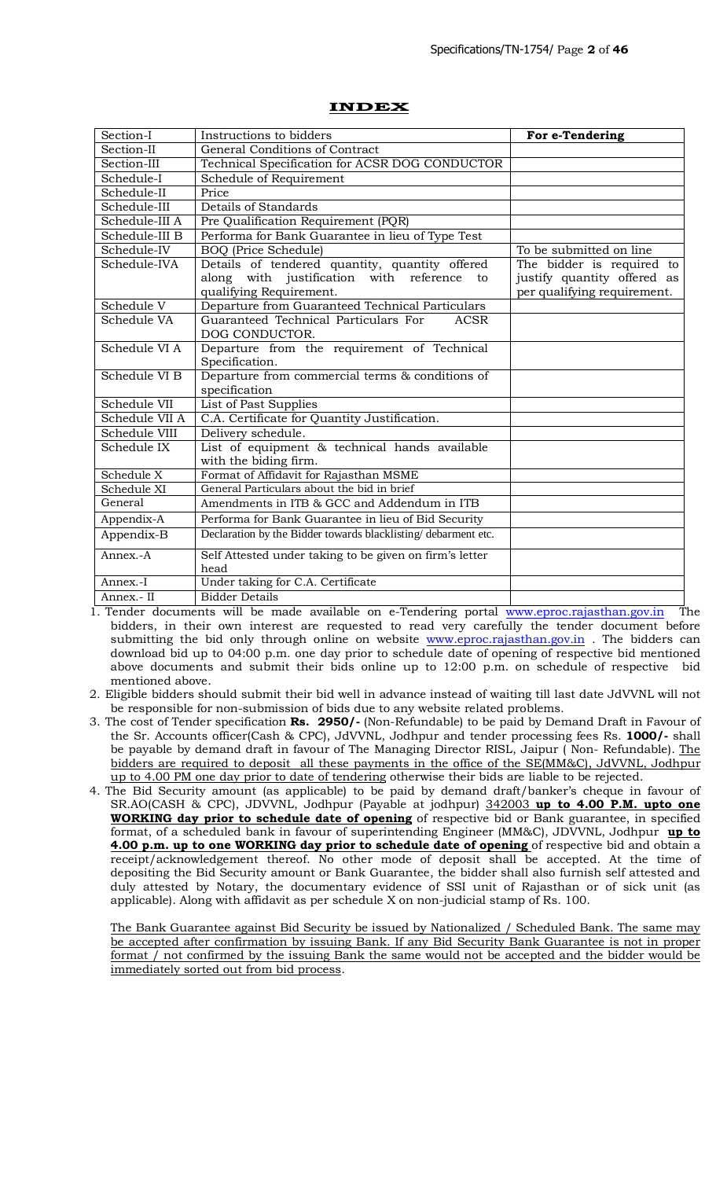# INDEX

| Section-I | Instructions to bidders | For e-Tendering |
|---|---|---|
| Section-II | General Conditions of Contract | |
| Section-III | Technical Specification for ACSR DOG CONDUCTOR | |
| Schedule-I | Schedule of Requirement | |
| Schedule-II | Price | |
| Schedule-III | Details of Standards | |
| Schedule-III A | Pre Qualification Requirement (PQR) | |
| Schedule-III B | Performa for Bank Guarantee in lieu of Type Test | |
| Schedule-IV | BOQ (Price Schedule) | To be submitted on line |
| Schedule-IVA | Details of tendered quantity, quantity offered along with justification with reference to qualifying Requirement. | The bidder is required to justify quantity offered as per qualifying requirement. |
| Schedule V | Departure from Guaranteed Technical Particulars | |
| Schedule VA | Guaranteed Technical Particulars For ACSR DOG CONDUCTOR. | |
| Schedule VI A | Departure from the requirement of Technical Specification. | |
| Schedule VI B | Departure from commercial terms & conditions of specification | |
| Schedule VII | List of Past Supplies | |
| Schedule VII A | C.A. Certificate for Quantity Justification. | |
| Schedule VIII | Delivery schedule. | |
| Schedule IX | List of equipment & technical hands available with the biding firm. | |
| Schedule X | Format of Affidavit for Rajasthan MSME | |
| Schedule XI | General Particulars about the bid in brief | |
| General | Amendments in ITB & GCC and Addendum in ITB | |
| Appendix-A | Performa for Bank Guarantee in lieu of Bid Security | |
| Appendix-B | Declaration by the Bidder towards blacklisting/ debarment etc. | |
| Annex.-A | Self Attested under taking to be given on firm's letter head | |
| Annex.-I | Under taking for C.A. Certificate | |
| Annex.- II | Bidder Details | |

1. Tender documents will be made available on e-Tendering portal www.eproc.rajasthan.gov.in The bidders, in their own interest are requested to read very carefully the tender document before submitting the bid only through online on website www.eproc.rajasthan.gov.in . The bidders can download bid up to 04:00 p.m. one day prior to schedule date of opening of respective bid mentioned above documents and submit their bids online up to 12:00 p.m. on schedule of respective bid mentioned above.
2. Eligible bidders should submit their bid well in advance instead of waiting till last date JdVVNL will not be responsible for non-submission of bids due to any website related problems.
3. The cost of Tender specification **Rs. 2950/-** (Non-Refundable) to be paid by Demand Draft in Favour of the Sr. Accounts officer(Cash & CPC), JdVVNL, Jodhpur and tender processing fees Rs. **1000/-** shall be payable by demand draft in favour of The Managing Director RISL, Jaipur ( Non- Refundable). The bidders are required to deposit all these payments in the office of the SE(MM&C), JdVVNL, Jodhpur up to 4.00 PM one day prior to date of tendering otherwise their bids are liable to be rejected.
4. The Bid Security amount (as applicable) to be paid by demand draft/banker's cheque in favour of SR.AO(CASH & CPC), JDVVNL, Jodhpur (Payable at jodhpur) 342003 **up to 4.00 P.M. upto one WORKING day prior to schedule date of opening** of respective bid or Bank guarantee, in specified format, of a scheduled bank in favour of superintending Engineer (MM&C), JDVVNL, Jodhpur **up to 4.00 p.m. up to one WORKING day prior to schedule date of opening** of respective bid and obtain a receipt/acknowledgement thereof. No other mode of deposit shall be accepted. At the time of depositing the Bid Security amount or Bank Guarantee, the bidder shall also furnish self attested and duly attested by Notary, the documentary evidence of SSI unit of Rajasthan or of sick unit (as applicable). Along with affidavit as per schedule X on non-judicial stamp of Rs. 100.

   The Bank Guarantee against Bid Security be issued by Nationalized / Scheduled Bank. The same may be accepted after confirmation by issuing Bank. If any Bid Security Bank Guarantee is not in proper format / not confirmed by the issuing Bank the same would not be accepted and the bidder would be immediately sorted out from bid process.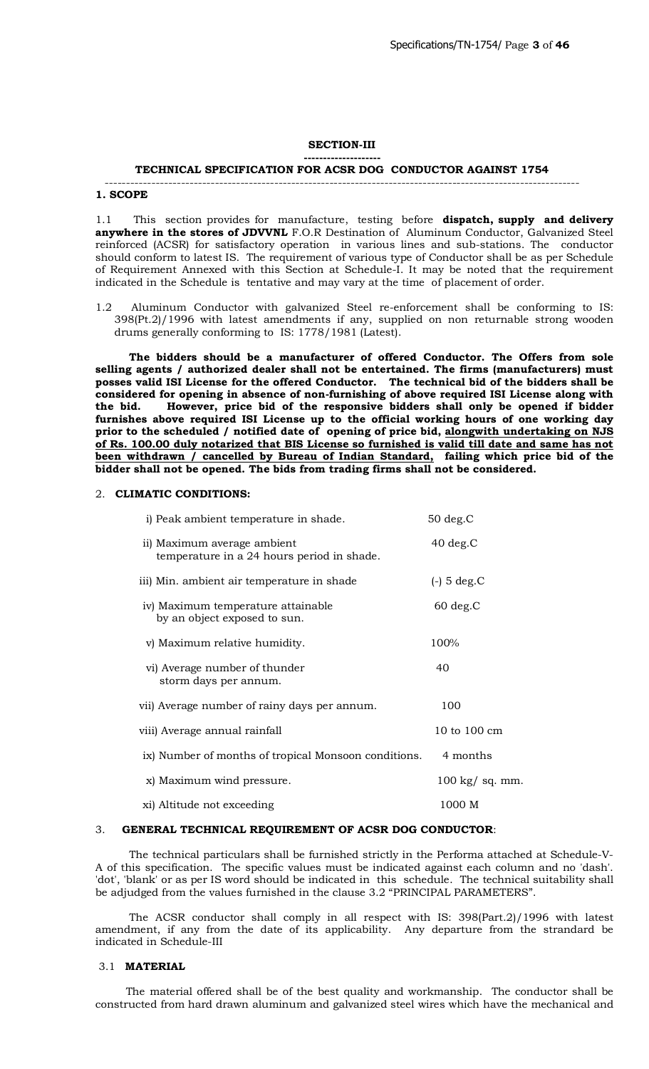## SECTION-III

### TECHNICAL SPECIFICATION FOR ACSR DOG CONDUCTOR AGAINST 1754

### 1. SCOPE

1.1 This section provides for manufacture, testing before **dispatch, supply and delivery anywhere in the stores of JDVVNL** F.O.R Destination of Aluminum Conductor, Galvanized Steel reinforced (ACSR) for satisfactory operation in various lines and sub-stations. The conductor should conform to latest IS. The requirement of various type of Conductor shall be as per Schedule of Requirement Annexed with this Section at Schedule-I. It may be noted that the requirement indicated in the Schedule is tentative and may vary at the time of placement of order.

1.2 Aluminum Conductor with galvanized Steel re-enforcement shall be conforming to IS: 398(Pt.2)/1996 with latest amendments if any, supplied on non returnable strong wooden drums generally conforming to IS: 1778/1981 (Latest).

**The bidders should be a manufacturer of offered Conductor. The Offers from sole selling agents / authorized dealer shall not be entertained. The firms (manufacturers) must posses valid ISI License for the offered Conductor. The technical bid of the bidders shall be considered for opening in absence of non-furnishing of above required ISI License along with the bid. However, price bid of the responsive bidders shall only be opened if bidder furnishes above required ISI License up to the official working hours of one working day prior to the scheduled / notified date of opening of price bid, <u>alongwith undertaking on NJS of Rs. 100.00 duly notarized that BIS License so furnished is valid till date and same has not been withdrawn / cancelled by Bureau of Indian Standard,</u> failing which price bid of the bidder shall not be opened. The bids from trading firms shall not be considered.**

### 2. CLIMATIC CONDITIONS:

| | |
|---|---|
| i) Peak ambient temperature in shade. | 50 deg.C |
| ii) Maximum average ambient temperature in a 24 hours period in shade. | 40 deg.C |
| iii) Min. ambient air temperature in shade | (-) 5 deg.C |
| iv) Maximum temperature attainable by an object exposed to sun. | 60 deg.C |
| v) Maximum relative humidity. | 100% |
| vi) Average number of thunder storm days per annum. | 40 |
| vii) Average number of rainy days per annum. | 100 |
| viii) Average annual rainfall | 10 to 100 cm |
| ix) Number of months of tropical Monsoon conditions. | 4 months |
| x) Maximum wind pressure. | 100 kg/ sq. mm. |
| xi) Altitude not exceeding | 1000 M |

### 3. GENERAL TECHNICAL REQUIREMENT OF ACSR DOG CONDUCTOR:

The technical particulars shall be furnished strictly in the Performa attached at Schedule-V-A of this specification. The specific values must be indicated against each column and no 'dash'. 'dot', 'blank' or as per IS word should be indicated in this schedule. The technical suitability shall be adjudged from the values furnished in the clause 3.2 "PRINCIPAL PARAMETERS".

The ACSR conductor shall comply in all respect with IS: 398(Part.2)/1996 with latest amendment, if any from the date of its applicability. Any departure from the strandard be indicated in Schedule-III

#### 3.1 MATERIAL

The material offered shall be of the best quality and workmanship. The conductor shall be constructed from hard drawn aluminum and galvanized steel wires which have the mechanical and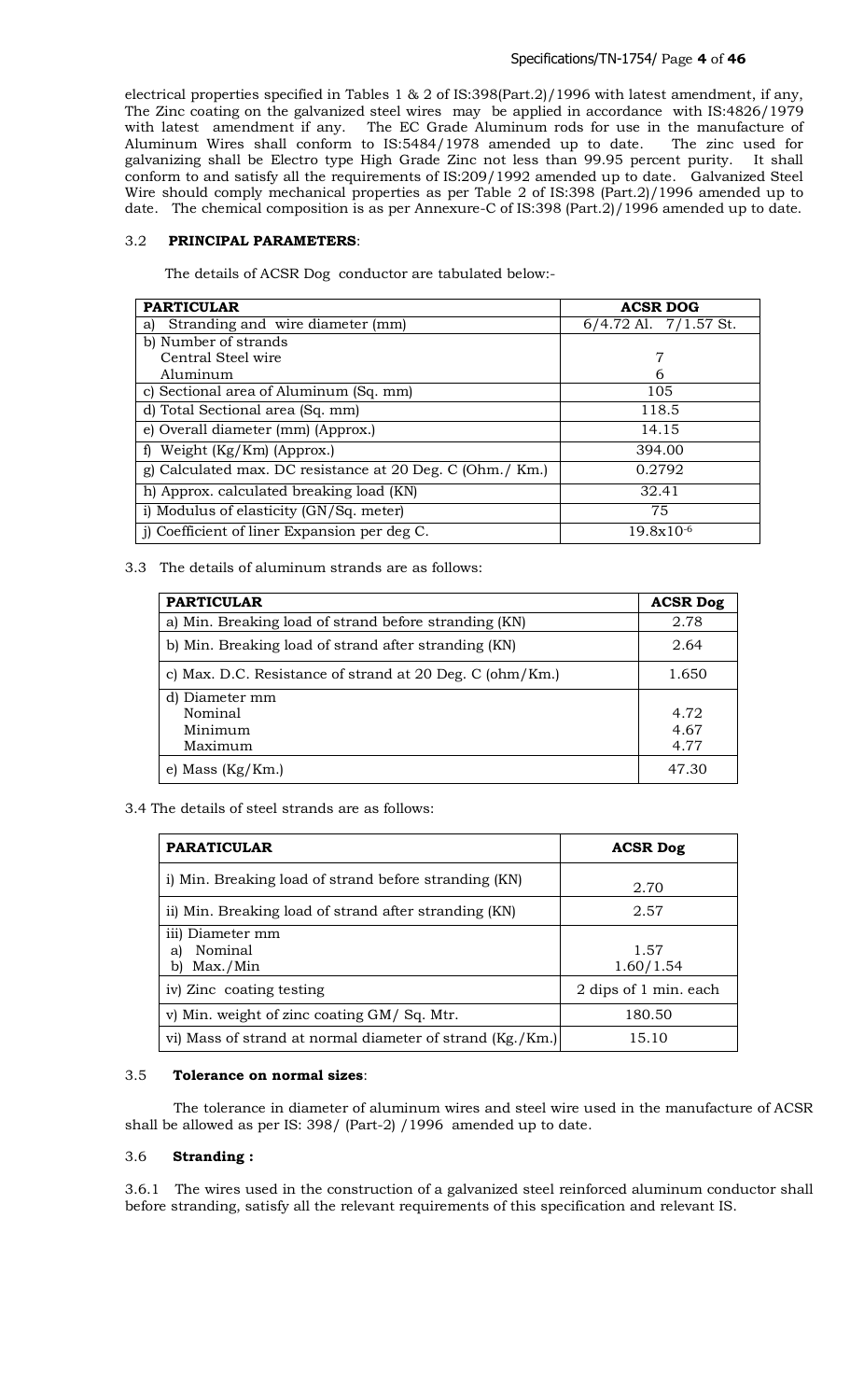electrical properties specified in Tables 1 & 2 of IS:398(Part.2)/1996 with latest amendment, if any, The Zinc coating on the galvanized steel wires may be applied in accordance with IS:4826/1979 with latest amendment if any. The EC Grade Aluminum rods for use in the manufacture of Aluminum Wires shall conform to IS:5484/1978 amended up to date. The zinc used for galvanizing shall be Electro type High Grade Zinc not less than 99.95 percent purity. It shall conform to and satisfy all the requirements of IS:209/1992 amended up to date. Galvanized Steel Wire should comply mechanical properties as per Table 2 of IS:398 (Part.2)/1996 amended up to date. The chemical composition is as per Annexure-C of IS:398 (Part.2)/1996 amended up to date.

### 3.2 PRINCIPAL PARAMETERS:

The details of ACSR Dog conductor are tabulated below:-

| PARTICULAR | ACSR DOG |
|---|---|
| a) Stranding and wire diameter (mm) | 6/4.72 Al. 7/1.57 St. |
| b) Number of strands<br>Central Steel wire<br>Aluminum | <br>7<br>6 |
| c) Sectional area of Aluminum (Sq. mm) | 105 |
| d) Total Sectional area (Sq. mm) | 118.5 |
| e) Overall diameter (mm) (Approx.) | 14.15 |
| f) Weight (Kg/Km) (Approx.) | 394.00 |
| g) Calculated max. DC resistance at 20 Deg. C (Ohm./ Km.) | 0.2792 |
| h) Approx. calculated breaking load (KN) | 32.41 |
| i) Modulus of elasticity (GN/Sq. meter) | 75 |
| j) Coefficient of liner Expansion per deg C. | $19.8 \times 10^{-6}$ |

3.3 The details of aluminum strands are as follows:

| PARTICULAR | ACSR Dog |
|---|---|
| a) Min. Breaking load of strand before stranding (KN) | 2.78 |
| b) Min. Breaking load of strand after stranding (KN) | 2.64 |
| c) Max. D.C. Resistance of strand at 20 Deg. C (ohm/Km.) | 1.650 |
| d) Diameter mm<br>Nominal<br>Minimum<br>Maximum | <br>4.72<br>4.67<br>4.77 |
| e) Mass (Kg/Km.) | 47.30 |

3.4 The details of steel strands are as follows:

| PARATICULAR | ACSR Dog |
|---|---|
| i) Min. Breaking load of strand before stranding (KN) | 2.70 |
| ii) Min. Breaking load of strand after stranding (KN) | 2.57 |
| iii) Diameter mm<br>a) Nominal<br>b) Max./Min | <br>1.57<br>1.60/1.54 |
| iv) Zinc coating testing | 2 dips of 1 min. each |
| v) Min. weight of zinc coating GM/ Sq. Mtr. | 180.50 |
| vi) Mass of strand at normal diameter of strand (Kg./Km.) | 15.10 |

### 3.5 Tolerance on normal sizes:

The tolerance in diameter of aluminum wires and steel wire used in the manufacture of ACSR shall be allowed as per IS: 398/ (Part-2) /1996 amended up to date.

### 3.6 Stranding :

3.6.1 The wires used in the construction of a galvanized steel reinforced aluminum conductor shall before stranding, satisfy all the relevant requirements of this specification and relevant IS.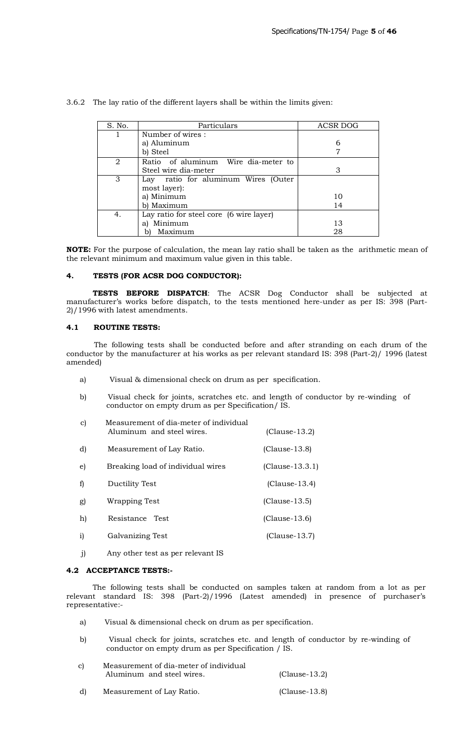3.6.2 The lay ratio of the different layers shall be within the limits given:

| S. No. | Particulars | ACSR DOG |
|---|---|---|
| 1 | Number of wires :<br>a) Aluminum<br>b) Steel | <br>6<br>7 |
| 2 | Ratio of aluminum Wire dia-meter to Steel wire dia-meter | 3 |
| 3 | Lay ratio for aluminum Wires (Outer most layer):<br>a) Minimum<br>b) Maximum | <br><br>10<br>14 |
| 4. | Lay ratio for steel core (6 wire layer)<br>a) Minimum<br>b) Maximum | <br>13<br>28 |

**NOTE:** For the purpose of calculation, the mean lay ratio shall be taken as the arithmetic mean of the relevant minimum and maximum value given in this table.

## 4. TESTS (FOR ACSR DOG CONDUCTOR):

**TESTS BEFORE DISPATCH**: The ACSR Dog Conductor shall be subjected at manufacturer's works before dispatch, to the tests mentioned here-under as per IS: 398 (Part-2)/1996 with latest amendments.

### 4.1 ROUTINE TESTS:

The following tests shall be conducted before and after stranding on each drum of the conductor by the manufacturer at his works as per relevant standard IS: 398 (Part-2)/ 1996 (latest amended)

a) Visual & dimensional check on drum as per specification.

b) Visual check for joints, scratches etc. and length of conductor by re-winding of conductor on empty drum as per Specification/ IS.

c) Measurement of dia-meter of individual Aluminum and steel wires. (Clause-13.2)

d) Measurement of Lay Ratio. (Clause-13.8)

e) Breaking load of individual wires (Clause-13.3.1)

f) Ductility Test (Clause-13.4)

g) Wrapping Test (Clause-13.5)

h) Resistance Test (Clause-13.6)

i) Galvanizing Test (Clause-13.7)

j) Any other test as per relevant IS

### 4.2 ACCEPTANCE TESTS:-

The following tests shall be conducted on samples taken at random from a lot as per relevant standard IS: 398 (Part-2)/1996 (Latest amended) in presence of purchaser's representative:-

a) Visual & dimensional check on drum as per specification.

b) Visual check for joints, scratches etc. and length of conductor by re-winding of conductor on empty drum as per Specification / IS.

c) Measurement of dia-meter of individual Aluminum and steel wires. (Clause-13.2)

d) Measurement of Lay Ratio. (Clause-13.8)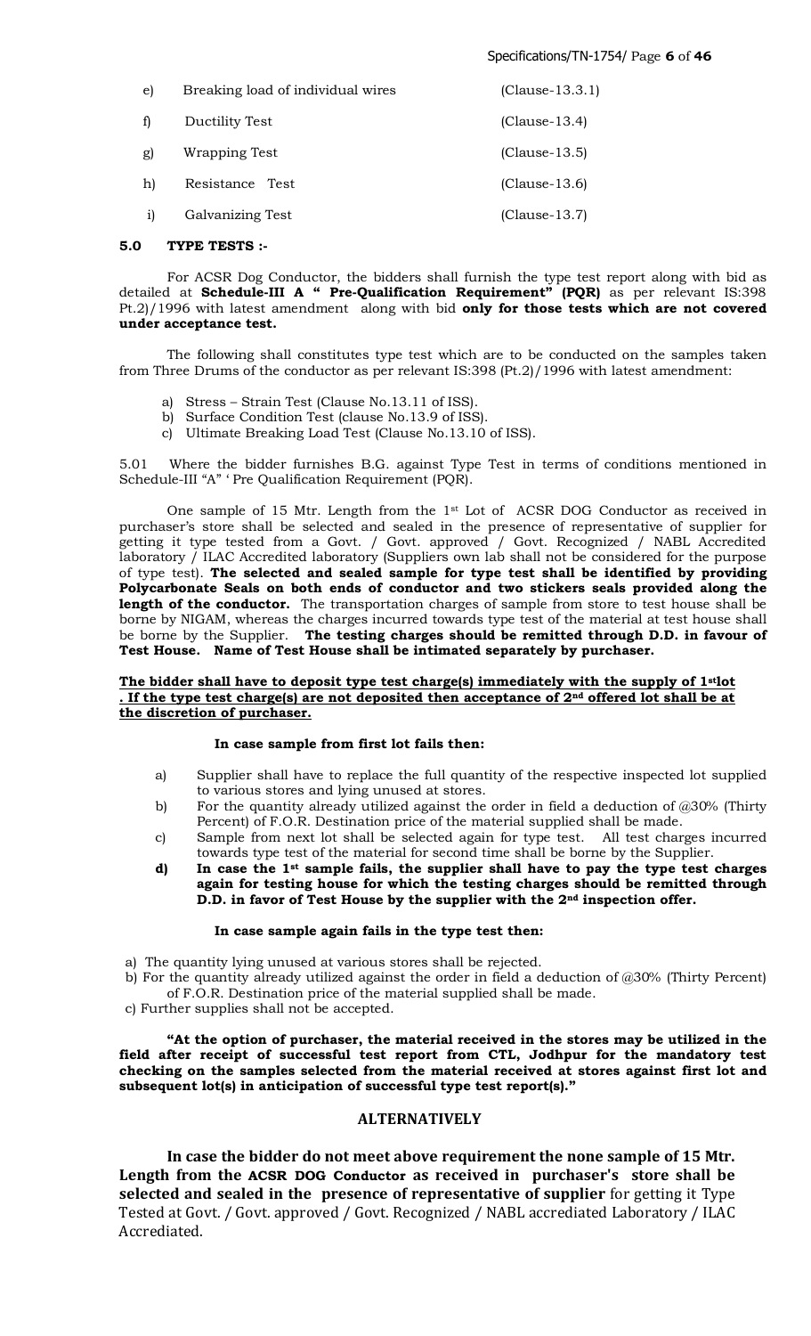| | | |
|---|---|---|
| e) | Breaking load of individual wires | (Clause-13.3.1) |
| f) | Ductility Test | (Clause-13.4) |
| g) | Wrapping Test | (Clause-13.5) |
| h) | Resistance Test | (Clause-13.6) |
| i) | Galvanizing Test | (Clause-13.7) |

**5.0 TYPE TESTS :-**

For ACSR Dog Conductor, the bidders shall furnish the type test report along with bid as detailed at **Schedule-III A " Pre-Qualification Requirement" (PQR)** as per relevant IS:398 Pt.2)/1996 with latest amendment along with bid **only for those tests which are not covered under acceptance test.**

The following shall constitutes type test which are to be conducted on the samples taken from Three Drums of the conductor as per relevant IS:398 (Pt.2)/1996 with latest amendment:

a) Stress – Strain Test (Clause No.13.11 of ISS).
b) Surface Condition Test (clause No.13.9 of ISS).
c) Ultimate Breaking Load Test (Clause No.13.10 of ISS).

5.01 Where the bidder furnishes B.G. against Type Test in terms of conditions mentioned in Schedule-III "A" ' Pre Qualification Requirement (PQR).

One sample of 15 Mtr. Length from the 1st Lot of ACSR DOG Conductor as received in purchaser's store shall be selected and sealed in the presence of representative of supplier for getting it type tested from a Govt. / Govt. approved / Govt. Recognized / NABL Accredited laboratory / ILAC Accredited laboratory (Suppliers own lab shall not be considered for the purpose of type test). **The selected and sealed sample for type test shall be identified by providing Polycarbonate Seals on both ends of conductor and two stickers seals provided along the length of the conductor.** The transportation charges of sample from store to test house shall be borne by NIGAM, whereas the charges incurred towards type test of the material at test house shall be borne by the Supplier. **The testing charges should be remitted through D.D. in favour of Test House. Name of Test House shall be intimated separately by purchaser.**

**The bidder shall have to deposit type test charge(s) immediately with the supply of 1st lot . If the type test charge(s) are not deposited then acceptance of 2nd offered lot shall be at the discretion of purchaser.**

**In case sample from first lot fails then:**

a) Supplier shall have to replace the full quantity of the respective inspected lot supplied to various stores and lying unused at stores.
b) For the quantity already utilized against the order in field a deduction of @30% (Thirty Percent) of F.O.R. Destination price of the material supplied shall be made.
c) Sample from next lot shall be selected again for type test. All test charges incurred towards type test of the material for second time shall be borne by the Supplier.
d) **In case the 1st sample fails, the supplier shall have to pay the type test charges again for testing house for which the testing charges should be remitted through D.D. in favor of Test House by the supplier with the 2nd inspection offer.**

**In case sample again fails in the type test then:**

a) The quantity lying unused at various stores shall be rejected.
b) For the quantity already utilized against the order in field a deduction of @30% (Thirty Percent) of F.O.R. Destination price of the material supplied shall be made.
c) Further supplies shall not be accepted.

**"At the option of purchaser, the material received in the stores may be utilized in the field after receipt of successful test report from CTL, Jodhpur for the mandatory test checking on the samples selected from the material received at stores against first lot and subsequent lot(s) in anticipation of successful type test report(s)."**

## ALTERNATIVELY

**In case the bidder do not meet above requirement the none sample of 15 Mtr. Length from the ACSR DOG Conductor as received in purchaser's store shall be selected and sealed in the presence of representative of supplier** for getting it Type Tested at Govt. / Govt. approved / Govt. Recognized / NABL accrediated Laboratory / ILAC Accrediated.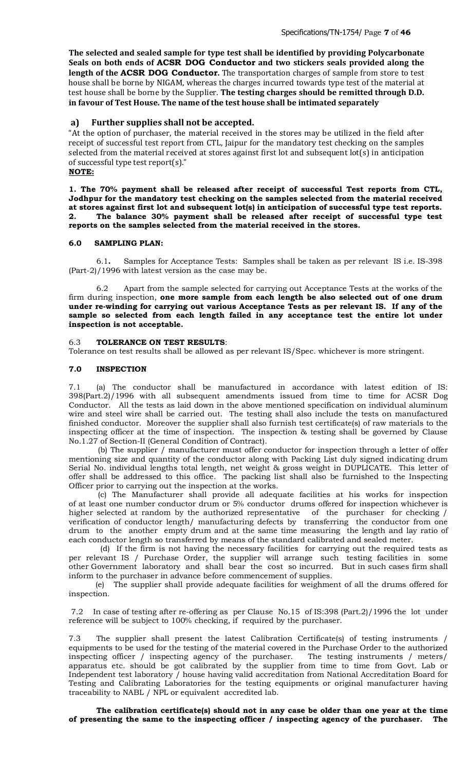**The selected and sealed sample for type test shall be identified by providing Polycarbonate Seals on both ends of ACSR DOG Conductor and two stickers seals provided along the length of the ACSR DOG Conductor.** The transportation charges of sample from store to test house shall be borne by NIGAM, whereas the charges incurred towards type test of the material at test house shall be borne by the Supplier. **The testing charges should be remitted through D.D. in favour of Test House. The name of the test house shall be intimated separately**

### a) Further supplies shall not be accepted.

"At the option of purchaser, the material received in the stores may be utilized in the field after receipt of successful test report from CTL, Jaipur for the mandatory test checking on the samples selected from the material received at stores against first lot and subsequent lot(s) in anticipation of successful type test report(s)."

**NOTE:**

**1. The 70% payment shall be released after receipt of successful Test reports from CTL, Jodhpur for the mandatory test checking on the samples selected from the material received at stores against first lot and subsequent lot(s) in anticipation of successful type test reports.**
**2. The balance 30% payment shall be released after receipt of successful type test reports on the samples selected from the material received in the stores.**

### 6.0 SAMPLING PLAN:

6.1. Samples for Acceptance Tests: Samples shall be taken as per relevant IS i.e. IS-398 (Part-2)/1996 with latest version as the case may be.

6.2 Apart from the sample selected for carrying out Acceptance Tests at the works of the firm during inspection, **one more sample from each length be also selected out of one drum under re-winding for carrying out various Acceptance Tests as per relevant IS. If any of the sample so selected from each length failed in any acceptance test the entire lot under inspection is not acceptable.**

6.3 **TOLERANCE ON TEST RESULTS**:
Tolerance on test results shall be allowed as per relevant IS/Spec. whichever is more stringent.

### 7.0 INSPECTION

7.1 (a) The conductor shall be manufactured in accordance with latest edition of IS: 398(Part.2)/1996 with all subsequent amendments issued from time to time for ACSR Dog Conductor. All the tests as laid down in the above mentioned specification on individual aluminum wire and steel wire shall be carried out. The testing shall also include the tests on manufactured finished conductor. Moreover the supplier shall also furnish test certificate(s) of raw materials to the inspecting officer at the time of inspection. The inspection & testing shall be governed by Clause No.1.27 of Section-II (General Condition of Contract).

(b) The supplier / manufacturer must offer conductor for inspection through a letter of offer mentioning size and quantity of the conductor along with Packing List duly signed indicating drum Serial No. individual lengths total length, net weight & gross weight in DUPLICATE. This letter of offer shall be addressed to this office. The packing list shall also be furnished to the Inspecting Officer prior to carrying out the inspection at the works.

(c) The Manufacturer shall provide all adequate facilities at his works for inspection of at least one number conductor drum or 5% conductor drums offered for inspection whichever is higher selected at random by the authorized representative of the purchaser for checking / verification of conductor length/ manufacturing defects by transferring the conductor from one drum to the another empty drum and at the same time measuring the length and lay ratio of each conductor length so transferred by means of the standard calibrated and sealed meter.

(d) If the firm is not having the necessary facilities for carrying out the required tests as per relevant IS / Purchase Order, the supplier will arrange such testing facilities in some other Government laboratory and shall bear the cost so incurred. But in such cases firm shall inform to the purchaser in advance before commencement of supplies.

(e) The supplier shall provide adequate facilities for weighment of all the drums offered for inspection.

7.2 In case of testing after re-offering as per Clause No.15 of IS:398 (Part.2)/1996 the lot under reference will be subject to 100% checking, if required by the purchaser.

7.3 The supplier shall present the latest Calibration Certificate(s) of testing instruments / equipments to be used for the testing of the material covered in the Purchase Order to the authorized inspecting officer / inspecting agency of the purchaser. The testing instruments / meters/ apparatus etc. should be got calibrated by the supplier from time to time from Govt. Lab or Independent test laboratory / house having valid accreditation from National Accreditation Board for Testing and Calibrating Laboratories for the testing equipments or original manufacturer having traceability to NABL / NPL or equivalent accredited lab.

**The calibration certificate(s) should not in any case be older than one year at the time of presenting the same to the inspecting officer / inspecting agency of the purchaser. The**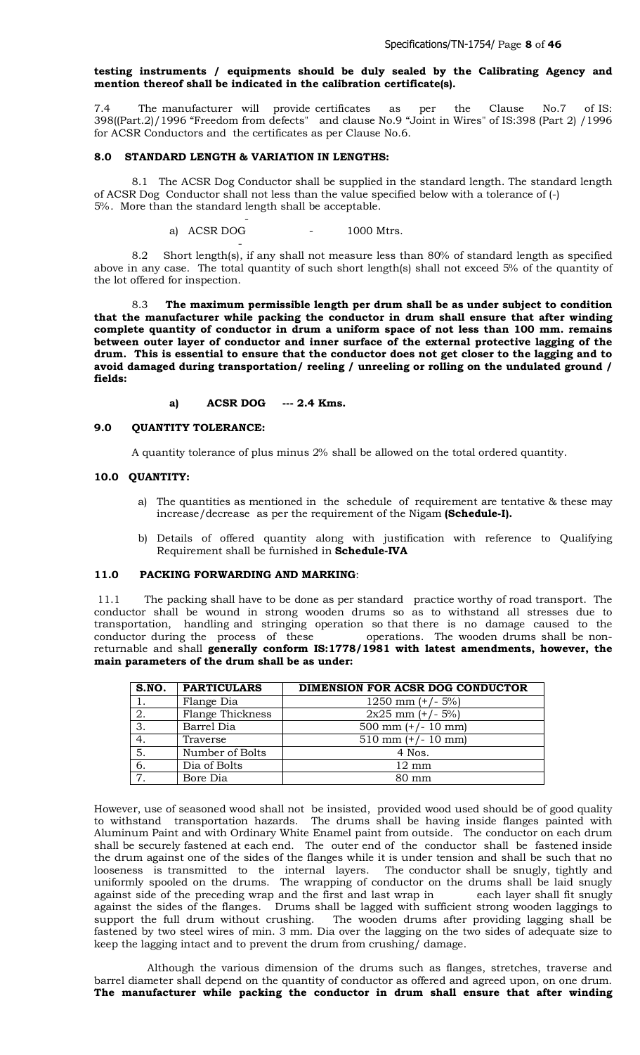**testing instruments / equipments should be duly sealed by the Calibrating Agency and mention thereof shall be indicated in the calibration certificate(s).**

7.4 The manufacturer will provide certificates as per the Clause No.7 of IS: 398((Part.2)/1996 "Freedom from defects" and clause No.9 "Joint in Wires" of IS:398 (Part 2) /1996 for ACSR Conductors and the certificates as per Clause No.6.

## 8.0 STANDARD LENGTH & VARIATION IN LENGTHS:

8.1 The ACSR Dog Conductor shall be supplied in the standard length. The standard length of ACSR Dog Conductor shall not less than the value specified below with a tolerance of (-) 5%. More than the standard length shall be acceptable.

a) ACSR DOG - 1000 Mtrs.

8.2 Short length(s), if any shall not measure less than 80% of standard length as specified above in any case. The total quantity of such short length(s) shall not exceed 5% of the quantity of the lot offered for inspection.

8.3 **The maximum permissible length per drum shall be as under subject to condition that the manufacturer while packing the conductor in drum shall ensure that after winding complete quantity of conductor in drum a uniform space of not less than 100 mm. remains between outer layer of conductor and inner surface of the external protective lagging of the drum. This is essential to ensure that the conductor does not get closer to the lagging and to avoid damaged during transportation/ reeling / unreeling or rolling on the undulated ground / fields:**

**a) ACSR DOG --- 2.4 Kms.**

## 9.0 QUANTITY TOLERANCE:

A quantity tolerance of plus minus 2% shall be allowed on the total ordered quantity.

## 10.0 QUANTITY:

a) The quantities as mentioned in the schedule of requirement are tentative & these may increase/decrease as per the requirement of the Nigam **(Schedule-I).**

b) Details of offered quantity along with justification with reference to Qualifying Requirement shall be furnished in **Schedule-IVA**

## 11.0 PACKING FORWARDING AND MARKING:

11.1 The packing shall have to be done as per standard practice worthy of road transport. The conductor shall be wound in strong wooden drums so as to withstand all stresses due to transportation, handling and stringing operation so that there is no damage caused to the conductor during the process of these operations. The wooden drums shall be non-returnable and shall **generally conform IS:1778/1981 with latest amendments, however, the main parameters of the drum shall be as under:**

| S.NO. | PARTICULARS | DIMENSION FOR ACSR DOG CONDUCTOR |
|---|---|---|
| 1. | Flange Dia | 1250 mm (+/- 5%) |
| 2. | Flange Thickness | 2x25 mm (+/- 5%) |
| 3. | Barrel Dia | 500 mm (+/- 10 mm) |
| 4. | Traverse | 510 mm (+/- 10 mm) |
| 5. | Number of Bolts | 4 Nos. |
| 6. | Dia of Bolts | 12 mm |
| 7. | Bore Dia | 80 mm |

However, use of seasoned wood shall not be insisted, provided wood used should be of good quality to withstand transportation hazards. The drums shall be having inside flanges painted with Aluminum Paint and with Ordinary White Enamel paint from outside. The conductor on each drum shall be securely fastened at each end. The outer end of the conductor shall be fastened inside the drum against one of the sides of the flanges while it is under tension and shall be such that no looseness is transmitted to the internal layers. The conductor shall be snugly, tightly and uniformly spooled on the drums. The wrapping of conductor on the drums shall be laid snugly against side of the preceding wrap and the first and last wrap in each layer shall fit snugly against the sides of the flanges. Drums shall be lagged with sufficient strong wooden laggings to support the full drum without crushing. The wooden drums after providing lagging shall be fastened by two steel wires of min. 3 mm. Dia over the lagging on the two sides of adequate size to keep the lagging intact and to prevent the drum from crushing/ damage.

Although the various dimension of the drums such as flanges, stretches, traverse and barrel diameter shall depend on the quantity of conductor as offered and agreed upon, on one drum. **The manufacturer while packing the conductor in drum shall ensure that after winding**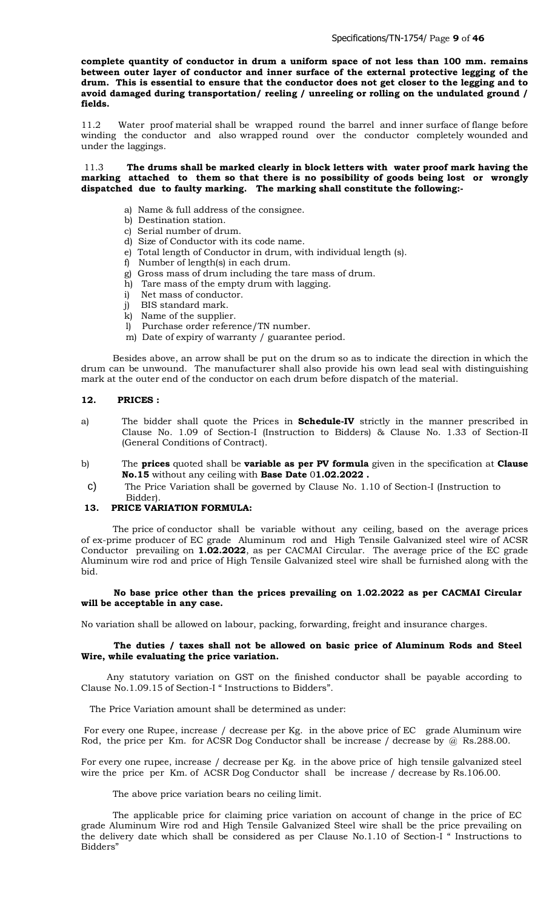**complete quantity of conductor in drum a uniform space of not less than 100 mm. remains between outer layer of conductor and inner surface of the external protective legging of the drum. This is essential to ensure that the conductor does not get closer to the legging and to avoid damaged during transportation/ reeling / unreeling or rolling on the undulated ground / fields.**

11.2 Water proof material shall be wrapped round the barrel and inner surface of flange before winding the conductor and also wrapped round over the conductor completely wounded and under the laggings.

11.3 **The drums shall be marked clearly in block letters with water proof mark having the marking attached to them so that there is no possibility of goods being lost or wrongly dispatched due to faulty marking. The marking shall constitute the following:-**

a) Name & full address of the consignee.
b) Destination station.
c) Serial number of drum.
d) Size of Conductor with its code name.
e) Total length of Conductor in drum, with individual length (s).
f) Number of length(s) in each drum.
g) Gross mass of drum including the tare mass of drum.
h) Tare mass of the empty drum with lagging.
i) Net mass of conductor.
j) BIS standard mark.
k) Name of the supplier.
l) Purchase order reference/TN number.
m) Date of expiry of warranty / guarantee period.

Besides above, an arrow shall be put on the drum so as to indicate the direction in which the drum can be unwound. The manufacturer shall also provide his own lead seal with distinguishing mark at the outer end of the conductor on each drum before dispatch of the material.

## 12. PRICES :

a) The bidder shall quote the Prices in **Schedule-IV** strictly in the manner prescribed in Clause No. 1.09 of Section-I (Instruction to Bidders) & Clause No. 1.33 of Section-II (General Conditions of Contract).

b) The **prices** quoted shall be **variable as per PV formula** given in the specification at **Clause No.15** without any ceiling with **Base Date** 0**1.02.2022 .**

c) The Price Variation shall be governed by Clause No. 1.10 of Section-I (Instruction to Bidder).

## 13. PRICE VARIATION FORMULA:

The price of conductor shall be variable without any ceiling, based on the average prices of ex-prime producer of EC grade Aluminum rod and High Tensile Galvanized steel wire of ACSR Conductor prevailing on **1.02.2022**, as per CACMAI Circular. The average price of the EC grade Aluminum wire rod and price of High Tensile Galvanized steel wire shall be furnished along with the bid.

**No base price other than the prices prevailing on 1.02.2022 as per CACMAI Circular will be acceptable in any case.**

No variation shall be allowed on labour, packing, forwarding, freight and insurance charges.

**The duties / taxes shall not be allowed on basic price of Aluminum Rods and Steel Wire, while evaluating the price variation.**

Any statutory variation on GST on the finished conductor shall be payable according to Clause No.1.09.15 of Section-I " Instructions to Bidders".

The Price Variation amount shall be determined as under:

For every one Rupee, increase / decrease per Kg. in the above price of EC grade Aluminum wire Rod, the price per Km. for ACSR Dog Conductor shall be increase / decrease by @ Rs.288.00.

For every one rupee, increase / decrease per Kg. in the above price of high tensile galvanized steel wire the price per Km. of ACSR Dog Conductor shall be increase / decrease by Rs.106.00.

The above price variation bears no ceiling limit.

The applicable price for claiming price variation on account of change in the price of EC grade Aluminum Wire rod and High Tensile Galvanized Steel wire shall be the price prevailing on the delivery date which shall be considered as per Clause No.1.10 of Section-I " Instructions to Bidders"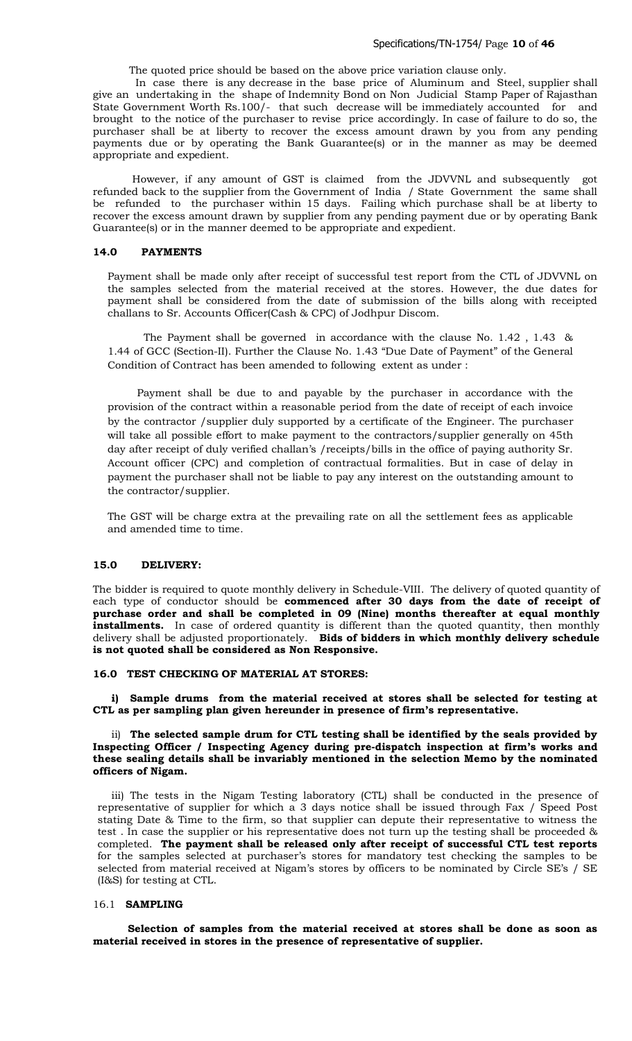The quoted price should be based on the above price variation clause only.

In case there is any decrease in the base price of Aluminum and Steel, supplier shall give an undertaking in the shape of Indemnity Bond on Non Judicial Stamp Paper of Rajasthan State Government Worth Rs.100/- that such decrease will be immediately accounted for and brought to the notice of the purchaser to revise price accordingly. In case of failure to do so, the purchaser shall be at liberty to recover the excess amount drawn by you from any pending payments due or by operating the Bank Guarantee(s) or in the manner as may be deemed appropriate and expedient.

However, if any amount of GST is claimed from the JDVVNL and subsequently got refunded back to the supplier from the Government of India / State Government the same shall be refunded to the purchaser within 15 days. Failing which purchase shall be at liberty to recover the excess amount drawn by supplier from any pending payment due or by operating Bank Guarantee(s) or in the manner deemed to be appropriate and expedient.

## 14.0 PAYMENTS

Payment shall be made only after receipt of successful test report from the CTL of JDVVNL on the samples selected from the material received at the stores. However, the due dates for payment shall be considered from the date of submission of the bills along with receipted challans to Sr. Accounts Officer(Cash & CPC) of Jodhpur Discom.

The Payment shall be governed in accordance with the clause No. 1.42 , 1.43 & 1.44 of GCC (Section-II). Further the Clause No. 1.43 "Due Date of Payment" of the General Condition of Contract has been amended to following extent as under :

Payment shall be due to and payable by the purchaser in accordance with the provision of the contract within a reasonable period from the date of receipt of each invoice by the contractor /supplier duly supported by a certificate of the Engineer. The purchaser will take all possible effort to make payment to the contractors/supplier generally on 45th day after receipt of duly verified challan's /receipts/bills in the office of paying authority Sr. Account officer (CPC) and completion of contractual formalities. But in case of delay in payment the purchaser shall not be liable to pay any interest on the outstanding amount to the contractor/supplier.

The GST will be charge extra at the prevailing rate on all the settlement fees as applicable and amended time to time.

## 15.0 DELIVERY:

The bidder is required to quote monthly delivery in Schedule-VIII. The delivery of quoted quantity of each type of conductor should be **commenced after 30 days from the date of receipt of purchase order and shall be completed in 09 (Nine) months thereafter at equal monthly installments.** In case of ordered quantity is different than the quoted quantity, then monthly delivery shall be adjusted proportionately. **Bids of bidders in which monthly delivery schedule is not quoted shall be considered as Non Responsive.**

## 16.0 TEST CHECKING OF MATERIAL AT STORES:

**i) Sample drums from the material received at stores shall be selected for testing at CTL as per sampling plan given hereunder in presence of firm's representative.**

ii) **The selected sample drum for CTL testing shall be identified by the seals provided by Inspecting Officer / Inspecting Agency during pre-dispatch inspection at firm's works and these sealing details shall be invariably mentioned in the selection Memo by the nominated officers of Nigam.**

iii) The tests in the Nigam Testing laboratory (CTL) shall be conducted in the presence of representative of supplier for which a 3 days notice shall be issued through Fax / Speed Post stating Date & Time to the firm, so that supplier can depute their representative to witness the test . In case the supplier or his representative does not turn up the testing shall be proceeded & completed. **The payment shall be released only after receipt of successful CTL test reports** for the samples selected at purchaser's stores for mandatory test checking the samples to be selected from material received at Nigam's stores by officers to be nominated by Circle SE's / SE (I&S) for testing at CTL.

### 16.1 SAMPLING

**Selection of samples from the material received at stores shall be done as soon as material received in stores in the presence of representative of supplier.**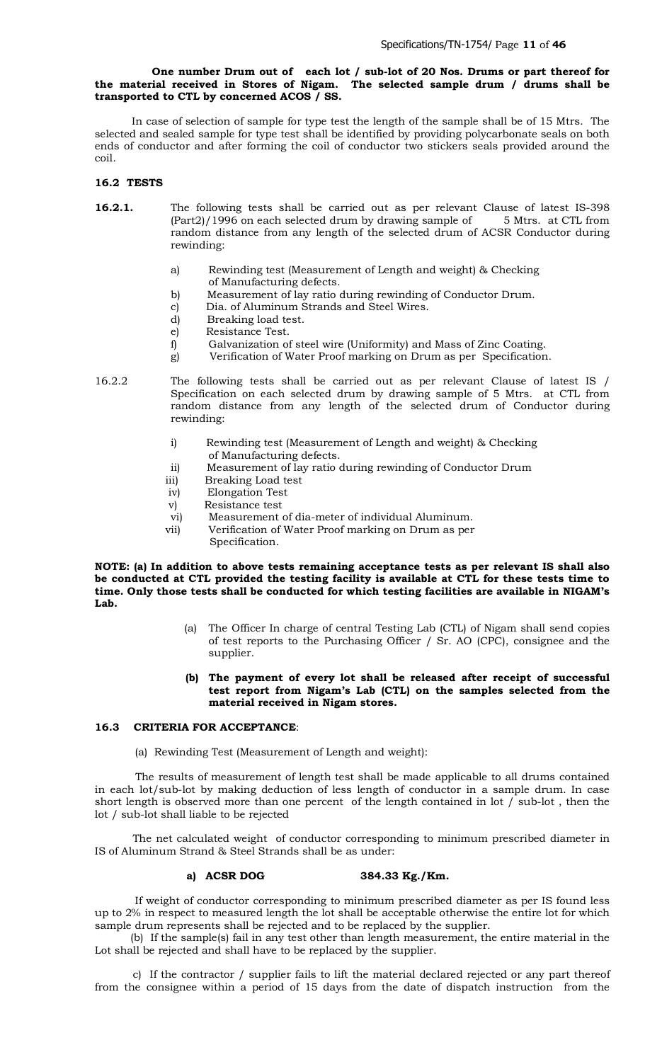**One number Drum out of each lot / sub-lot of 20 Nos. Drums or part thereof for the material received in Stores of Nigam. The selected sample drum / drums shall be transported to CTL by concerned ACOS / SS.**

In case of selection of sample for type test the length of the sample shall be of 15 Mtrs. The selected and sealed sample for type test shall be identified by providing polycarbonate seals on both ends of conductor and after forming the coil of conductor two stickers seals provided around the coil.

### 16.2 TESTS

**16.2.1.** The following tests shall be carried out as per relevant Clause of latest IS-398 (Part2)/1996 on each selected drum by drawing sample of 5 Mtrs. at CTL from random distance from any length of the selected drum of ACSR Conductor during rewinding:

a) Rewinding test (Measurement of Length and weight) & Checking of Manufacturing defects.
b) Measurement of lay ratio during rewinding of Conductor Drum.
c) Dia. of Aluminum Strands and Steel Wires.
d) Breaking load test.
e) Resistance Test.
f) Galvanization of steel wire (Uniformity) and Mass of Zinc Coating.
g) Verification of Water Proof marking on Drum as per Specification.

16.2.2 The following tests shall be carried out as per relevant Clause of latest IS / Specification on each selected drum by drawing sample of 5 Mtrs. at CTL from random distance from any length of the selected drum of Conductor during rewinding:

i) Rewinding test (Measurement of Length and weight) & Checking of Manufacturing defects.
ii) Measurement of lay ratio during rewinding of Conductor Drum
iii) Breaking Load test
iv) Elongation Test
v) Resistance test
vi) Measurement of dia-meter of individual Aluminum.
vii) Verification of Water Proof marking on Drum as per Specification.

**NOTE: (a) In addition to above tests remaining acceptance tests as per relevant IS shall also be conducted at CTL provided the testing facility is available at CTL for these tests time to time. Only those tests shall be conducted for which testing facilities are available in NIGAM's Lab.**

(a) The Officer In charge of central Testing Lab (CTL) of Nigam shall send copies of test reports to the Purchasing Officer / Sr. AO (CPC), consignee and the supplier.

**(b) The payment of every lot shall be released after receipt of successful test report from Nigam's Lab (CTL) on the samples selected from the material received in Nigam stores.**

### 16.3 CRITERIA FOR ACCEPTANCE:

(a) Rewinding Test (Measurement of Length and weight):

The results of measurement of length test shall be made applicable to all drums contained in each lot/sub-lot by making deduction of less length of conductor in a sample drum. In case short length is observed more than one percent of the length contained in lot / sub-lot , then the lot / sub-lot shall liable to be rejected

The net calculated weight of conductor corresponding to minimum prescribed diameter in IS of Aluminum Strand & Steel Strands shall be as under:

**a) ACSR DOG 384.33 Kg./Km.**

If weight of conductor corresponding to minimum prescribed diameter as per IS found less up to 2% in respect to measured length the lot shall be acceptable otherwise the entire lot for which sample drum represents shall be rejected and to be replaced by the supplier.

(b) If the sample(s) fail in any test other than length measurement, the entire material in the Lot shall be rejected and shall have to be replaced by the supplier.

c) If the contractor / supplier fails to lift the material declared rejected or any part thereof from the consignee within a period of 15 days from the date of dispatch instruction from the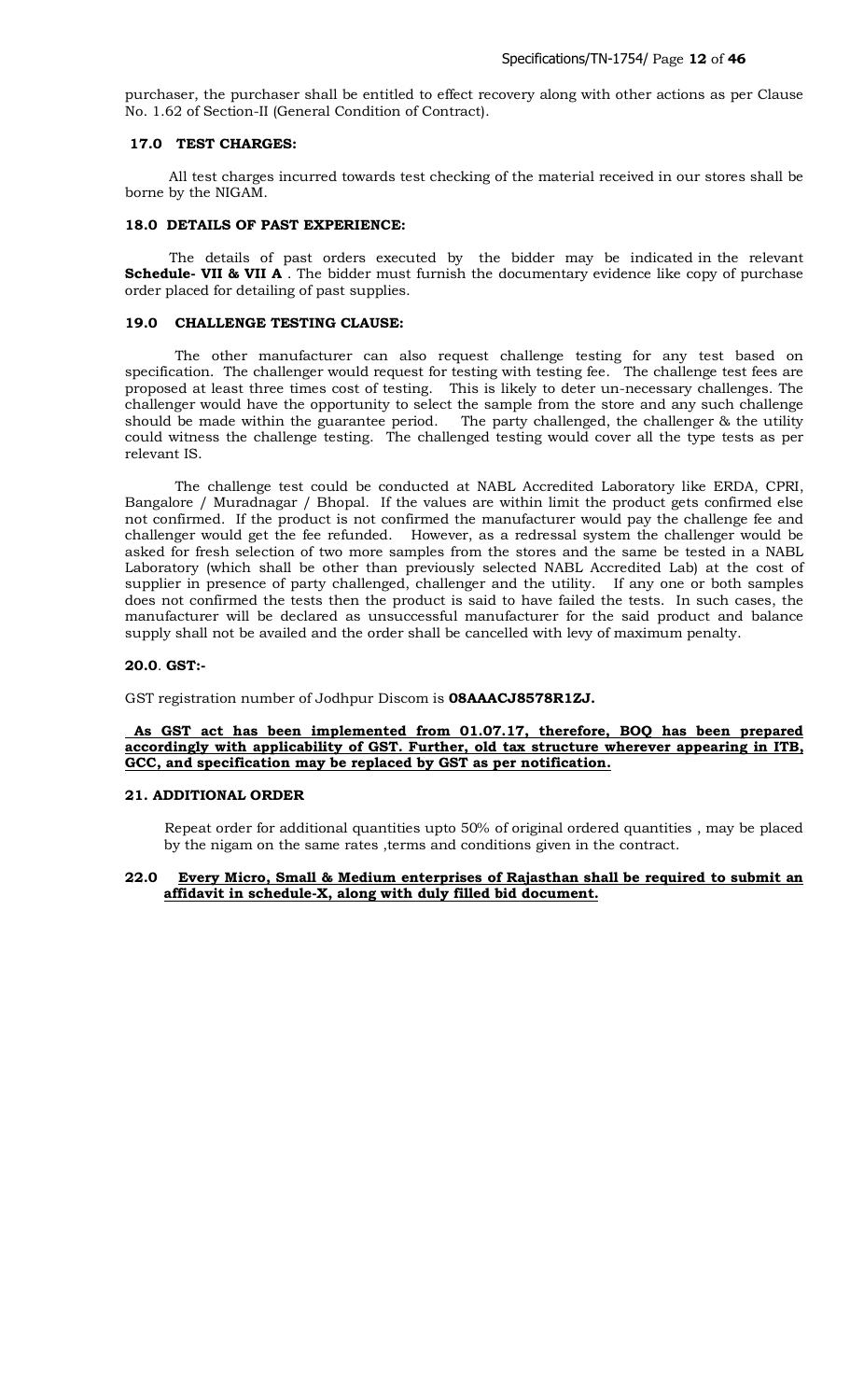purchaser, the purchaser shall be entitled to effect recovery along with other actions as per Clause No. 1.62 of Section-II (General Condition of Contract).

### 17.0 TEST CHARGES:

All test charges incurred towards test checking of the material received in our stores shall be borne by the NIGAM.

### 18.0 DETAILS OF PAST EXPERIENCE:

The details of past orders executed by the bidder may be indicated in the relevant **Schedule- VII & VII A** . The bidder must furnish the documentary evidence like copy of purchase order placed for detailing of past supplies.

### 19.0 CHALLENGE TESTING CLAUSE:

The other manufacturer can also request challenge testing for any test based on specification. The challenger would request for testing with testing fee. The challenge test fees are proposed at least three times cost of testing. This is likely to deter un-necessary challenges. The challenger would have the opportunity to select the sample from the store and any such challenge should be made within the guarantee period. The party challenged, the challenger & the utility could witness the challenge testing. The challenged testing would cover all the type tests as per relevant IS.

The challenge test could be conducted at NABL Accredited Laboratory like ERDA, CPRI, Bangalore / Muradnagar / Bhopal. If the values are within limit the product gets confirmed else not confirmed. If the product is not confirmed the manufacturer would pay the challenge fee and challenger would get the fee refunded. However, as a redressal system the challenger would be asked for fresh selection of two more samples from the stores and the same be tested in a NABL Laboratory (which shall be other than previously selected NABL Accredited Lab) at the cost of supplier in presence of party challenged, challenger and the utility. If any one or both samples does not confirmed the tests then the product is said to have failed the tests. In such cases, the manufacturer will be declared as unsuccessful manufacturer for the said product and balance supply shall not be availed and the order shall be cancelled with levy of maximum penalty.

### 20.0. GST:-

GST registration number of Jodhpur Discom is **08AAACJ8578R1ZJ.**

**As GST act has been implemented from 01.07.17, therefore, BOQ has been prepared accordingly with applicability of GST. Further, old tax structure wherever appearing in ITB, GCC, and specification may be replaced by GST as per notification.**

### 21. ADDITIONAL ORDER

Repeat order for additional quantities upto 50% of original ordered quantities , may be placed by the nigam on the same rates ,terms and conditions given in the contract.

**22.0 Every Micro, Small & Medium enterprises of Rajasthan shall be required to submit an affidavit in schedule-X, along with duly filled bid document.**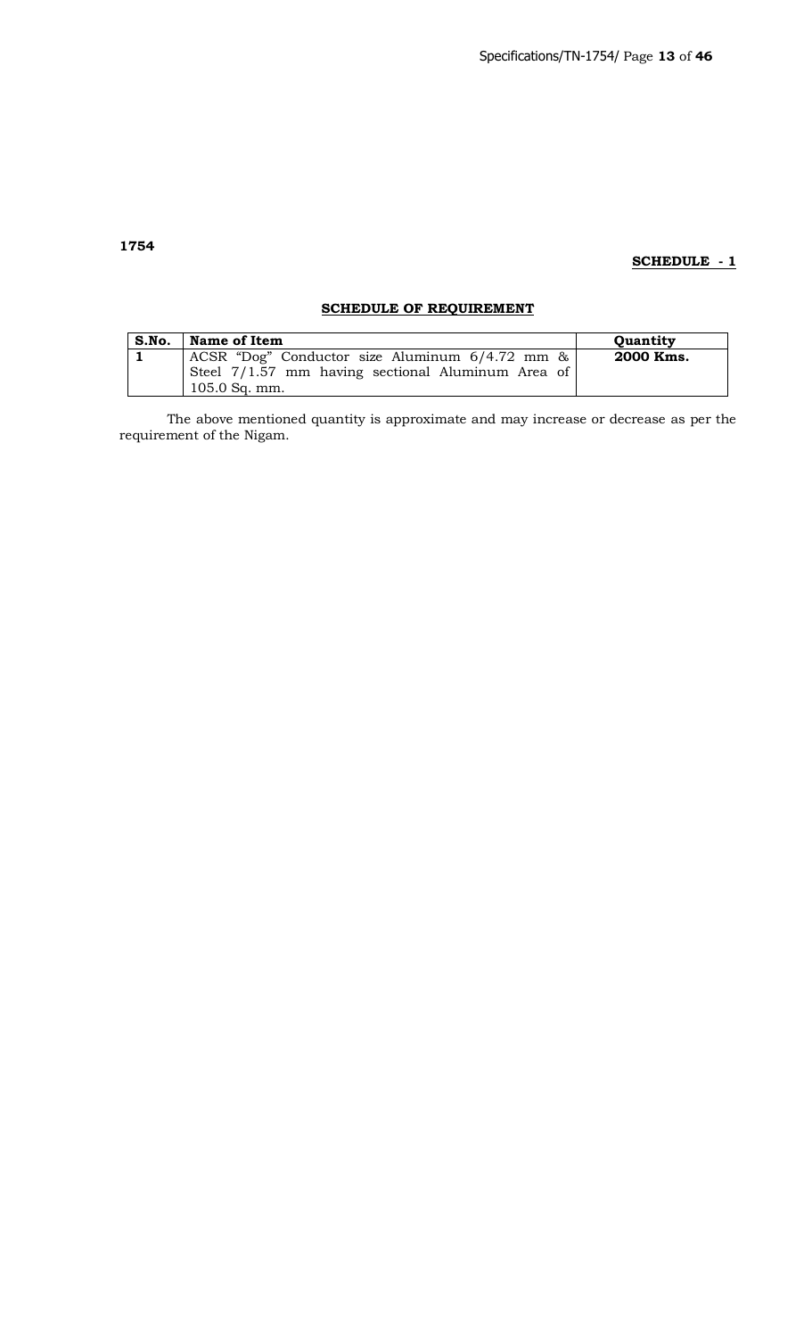**1754**

**SCHEDULE - 1**

## SCHEDULE OF REQUIREMENT

| S.No. | Name of Item | Quantity |
|---|---|---|
| **1** | ACSR "Dog" Conductor size Aluminum 6/4.72 mm & Steel 7/1.57 mm having sectional Aluminum Area of 105.0 Sq. mm. | **2000 Kms.** |

The above mentioned quantity is approximate and may increase or decrease as per the requirement of the Nigam.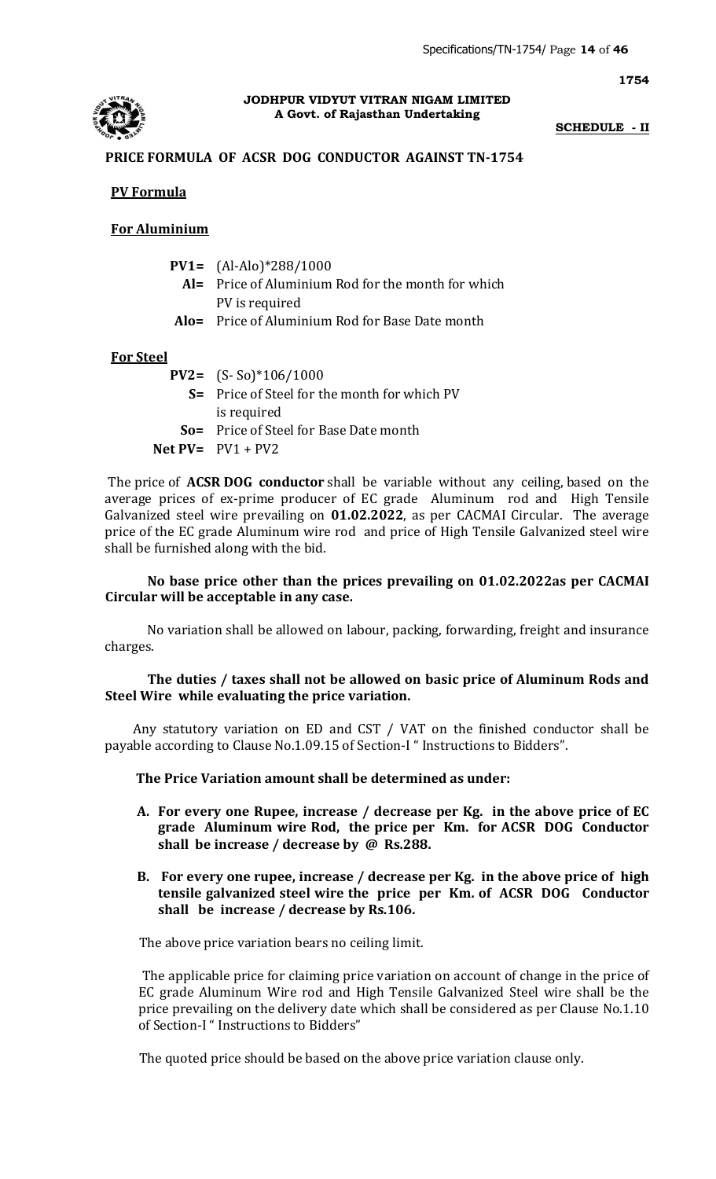**1754**

**JODHPUR VIDYUT VITRAN NIGAM LIMITED**
**A Govt. of Rajasthan Undertaking**

**SCHEDULE - II**

**PRICE FORMULA OF ACSR DOG CONDUCTOR AGAINST TN-1754**

**PV Formula**

**For Aluminium**

**PV1=** (Al-Alo)*288/1000

**Al=** Price of Aluminium Rod for the month for which PV is required

**Alo=** Price of Aluminium Rod for Base Date month

**For Steel**

**PV2=** (S- So)*106/1000

**S=** Price of Steel for the month for which PV is required

**So=** Price of Steel for Base Date month

**Net PV=** PV1 + PV2

The price of **ACSR DOG conductor** shall be variable without any ceiling, based on the average prices of ex-prime producer of EC grade Aluminum rod and High Tensile Galvanized steel wire prevailing on **01.02.2022**, as per CACMAI Circular. The average price of the EC grade Aluminum wire rod and price of High Tensile Galvanized steel wire shall be furnished along with the bid.

**No base price other than the prices prevailing on 01.02.2022as per CACMAI Circular will be acceptable in any case.**

No variation shall be allowed on labour, packing, forwarding, freight and insurance charges.

**The duties / taxes shall not be allowed on basic price of Aluminum Rods and Steel Wire while evaluating the price variation.**

Any statutory variation on ED and CST / VAT on the finished conductor shall be payable according to Clause No.1.09.15 of Section-I " Instructions to Bidders".

**The Price Variation amount shall be determined as under:**

**A. For every one Rupee, increase / decrease per Kg. in the above price of EC grade Aluminum wire Rod, the price per Km. for ACSR DOG Conductor shall be increase / decrease by @ Rs.288.**

**B. For every one rupee, increase / decrease per Kg. in the above price of high tensile galvanized steel wire the price per Km. of ACSR DOG Conductor shall be increase / decrease by Rs.106.**

The above price variation bears no ceiling limit.

The applicable price for claiming price variation on account of change in the price of EC grade Aluminum Wire rod and High Tensile Galvanized Steel wire shall be the price prevailing on the delivery date which shall be considered as per Clause No.1.10 of Section-I " Instructions to Bidders"

The quoted price should be based on the above price variation clause only.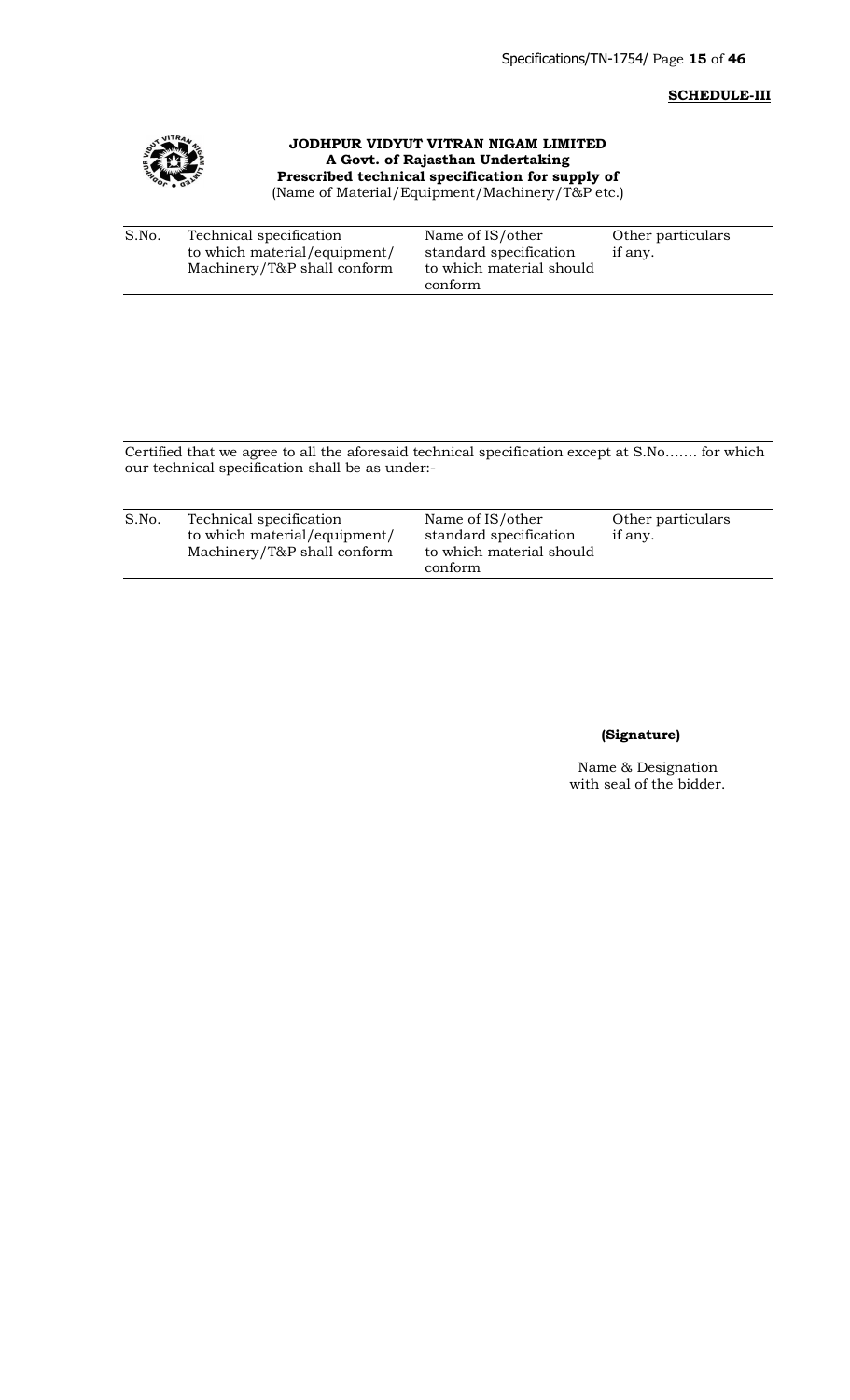**SCHEDULE-III**

**JODHPUR VIDYUT VITRAN NIGAM LIMITED**
**A Govt. of Rajasthan Undertaking**
**Prescribed technical specification for supply of**
(Name of Material/Equipment/Machinery/T&P etc.)

| S.No. | Technical specification to which material/equipment/ Machinery/T&P shall conform | Name of IS/other standard specification to which material should conform | Other particulars if any. |
|---|---|---|---|
| | | | |

Certified that we agree to all the aforesaid technical specification except at S.No……. for which our technical specification shall be as under:-

| S.No. | Technical specification to which material/equipment/ Machinery/T&P shall conform | Name of IS/other standard specification to which material should conform | Other particulars if any. |
|---|---|---|---|
| | | | |

**(Signature)**

Name & Designation
with seal of the bidder.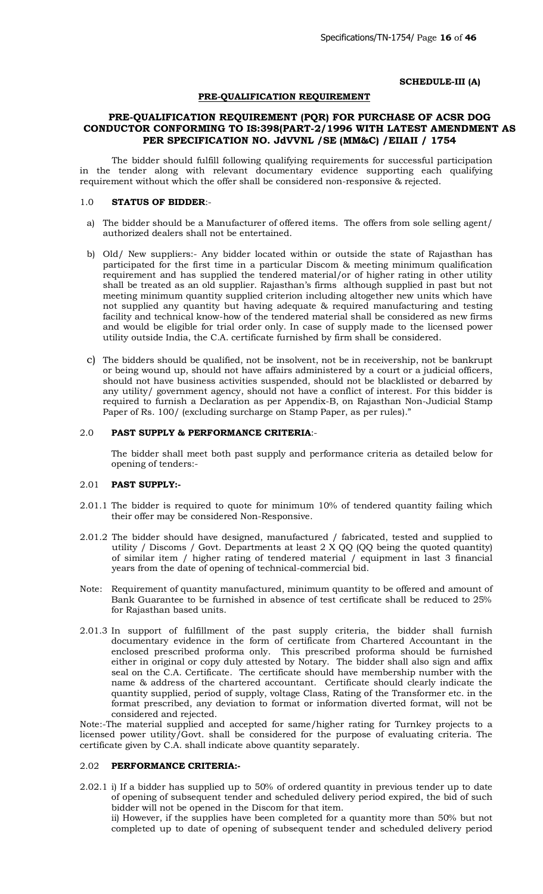**SCHEDULE-III (A)**

**PRE-QUALIFICATION REQUIREMENT**

## PRE-QUALIFICATION REQUIREMENT (PQR) FOR PURCHASE OF ACSR DOG CONDUCTOR CONFORMING TO IS:398(PART-2/1996 WITH LATEST AMENDMENT AS PER SPECIFICATION NO. JdVVNL /SE (MM&C) /EIIAII / 1754

The bidder should fulfill following qualifying requirements for successful participation in the tender along with relevant documentary evidence supporting each qualifying requirement without which the offer shall be considered non-responsive & rejected.

### 1.0 STATUS OF BIDDER:-

a) The bidder should be a Manufacturer of offered items. The offers from sole selling agent/ authorized dealers shall not be entertained.

b) Old/ New suppliers:- Any bidder located within or outside the state of Rajasthan has participated for the first time in a particular Discom & meeting minimum qualification requirement and has supplied the tendered material/or of higher rating in other utility shall be treated as an old supplier. Rajasthan's firms although supplied in past but not meeting minimum quantity supplied criterion including altogether new units which have not supplied any quantity but having adequate & required manufacturing and testing facility and technical know-how of the tendered material shall be considered as new firms and would be eligible for trial order only. In case of supply made to the licensed power utility outside India, the C.A. certificate furnished by firm shall be considered.

c) The bidders should be qualified, not be insolvent, not be in receivership, not be bankrupt or being wound up, should not have affairs administered by a court or a judicial officers, should not have business activities suspended, should not be blacklisted or debarred by any utility/ government agency, should not have a conflict of interest. For this bidder is required to furnish a Declaration as per Appendix-B, on Rajasthan Non-Judicial Stamp Paper of Rs. 100/ (excluding surcharge on Stamp Paper, as per rules)."

### 2.0 PAST SUPPLY & PERFORMANCE CRITERIA:-

The bidder shall meet both past supply and performance criteria as detailed below for opening of tenders:-

### 2.01 PAST SUPPLY:-

2.01.1 The bidder is required to quote for minimum 10% of tendered quantity failing which their offer may be considered Non-Responsive.

2.01.2 The bidder should have designed, manufactured / fabricated, tested and supplied to utility / Discoms / Govt. Departments at least 2 X QQ (QQ being the quoted quantity) of similar item / higher rating of tendered material / equipment in last 3 financial years from the date of opening of technical-commercial bid.

Note: Requirement of quantity manufactured, minimum quantity to be offered and amount of Bank Guarantee to be furnished in absence of test certificate shall be reduced to 25% for Rajasthan based units.

2.01.3 In support of fulfillment of the past supply criteria, the bidder shall furnish documentary evidence in the form of certificate from Chartered Accountant in the enclosed prescribed proforma only. This prescribed proforma should be furnished either in original or copy duly attested by Notary. The bidder shall also sign and affix seal on the C.A. Certificate. The certificate should have membership number with the name & address of the chartered accountant. Certificate should clearly indicate the quantity supplied, period of supply, voltage Class, Rating of the Transformer etc. in the format prescribed, any deviation to format or information diverted format, will not be considered and rejected.

Note:-The material supplied and accepted for same/higher rating for Turnkey projects to a licensed power utility/Govt. shall be considered for the purpose of evaluating criteria. The certificate given by C.A. shall indicate above quantity separately.

### 2.02 PERFORMANCE CRITERIA:-

2.02.1 i) If a bidder has supplied up to 50% of ordered quantity in previous tender up to date of opening of subsequent tender and scheduled delivery period expired, the bid of such bidder will not be opened in the Discom for that item.

ii) However, if the supplies have been completed for a quantity more than 50% but not completed up to date of opening of subsequent tender and scheduled delivery period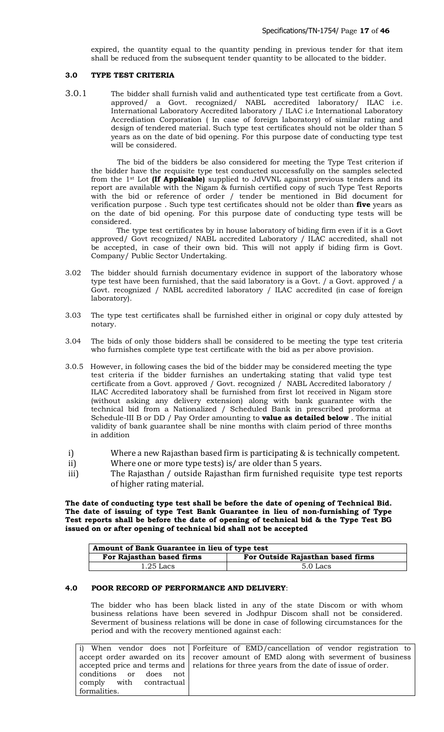expired, the quantity equal to the quantity pending in previous tender for that item shall be reduced from the subsequent tender quantity to be allocated to the bidder.

### 3.0 TYPE TEST CRITERIA

3.0.1 The bidder shall furnish valid and authenticated type test certificate from a Govt. approved/ a Govt. recognized/ NABL accredited laboratory/ ILAC i.e. International Laboratory Accredited laboratory / ILAC i.e International Laboratory Accrediation Corporation ( In case of foreign laboratory) of similar rating and design of tendered material. Such type test certificates should not be older than 5 years as on the date of bid opening. For this purpose date of conducting type test will be considered.

The bid of the bidders be also considered for meeting the Type Test criterion if the bidder have the requisite type test conducted successfully on the samples selected from the 1st Lot **(If Applicable)** supplied to JdVVNL against previous tenders and its report are available with the Nigam & furnish certified copy of such Type Test Reports with the bid or reference of order / tender be mentioned in Bid document for verification purpose . Such type test certificates should not be older than **five** years as on the date of bid opening. For this purpose date of conducting type tests will be considered.

The type test certificates by in house laboratory of biding firm even if it is a Govt approved/ Govt recognized/ NABL accredited Laboratory / ILAC accredited, shall not be accepted, in case of their own bid. This will not apply if biding firm is Govt. Company/ Public Sector Undertaking.

3.02 The bidder should furnish documentary evidence in support of the laboratory whose type test have been furnished, that the said laboratory is a Govt. / a Govt. approved / a Govt. recognized / NABL accredited laboratory / ILAC accredited (in case of foreign laboratory).

3.03 The type test certificates shall be furnished either in original or copy duly attested by notary.

3.04 The bids of only those bidders shall be considered to be meeting the type test criteria who furnishes complete type test certificate with the bid as per above provision.

3.0.5 However, in following cases the bid of the bidder may be considered meeting the type test criteria if the bidder furnishes an undertaking stating that valid type test certificate from a Govt. approved / Govt. recognized / NABL Accredited laboratory / ILAC Accredited laboratory shall be furnished from first lot received in Nigam store (without asking any delivery extension) along with bank guarantee with the technical bid from a Nationalized / Scheduled Bank in prescribed proforma at Schedule-III B or DD / Pay Order amounting to **value as detailed below** . The initial validity of bank guarantee shall be nine months with claim period of three months in addition

i) Where a new Rajasthan based firm is participating & is technically competent.
ii) Where one or more type tests) is/ are older than 5 years.
iii) The Rajasthan / outside Rajasthan firm furnished requisite type test reports of higher rating material.

**The date of conducting type test shall be before the date of opening of Technical Bid. The date of issuing of type Test Bank Guarantee in lieu of non-furnishing of Type Test reports shall be before the date of opening of technical bid & the Type Test BG issued on or after opening of technical bid shall not be accepted**

| **Amount of Bank Guarantee in lieu of type test** | |
|---|---|
| **For Rajasthan based firms** | **For Outside Rajasthan based firms** |
| 1.25 Lacs | 5.0 Lacs |

### 4.0 POOR RECORD OF PERFORMANCE AND DELIVERY:

The bidder who has been black listed in any of the state Discom or with whom business relations have been severed in Jodhpur Discom shall not be considered. Severment of business relations will be done in case of following circumstances for the period and with the recovery mentioned against each:

| | |
|---|---|
| i) When vendor does not accept order awarded on its accepted price and terms and conditions or does not comply with contractual formalities. | Forfeiture of EMD/cancellation of vendor registration to recover amount of EMD along with severment of business relations for three years from the date of issue of order. |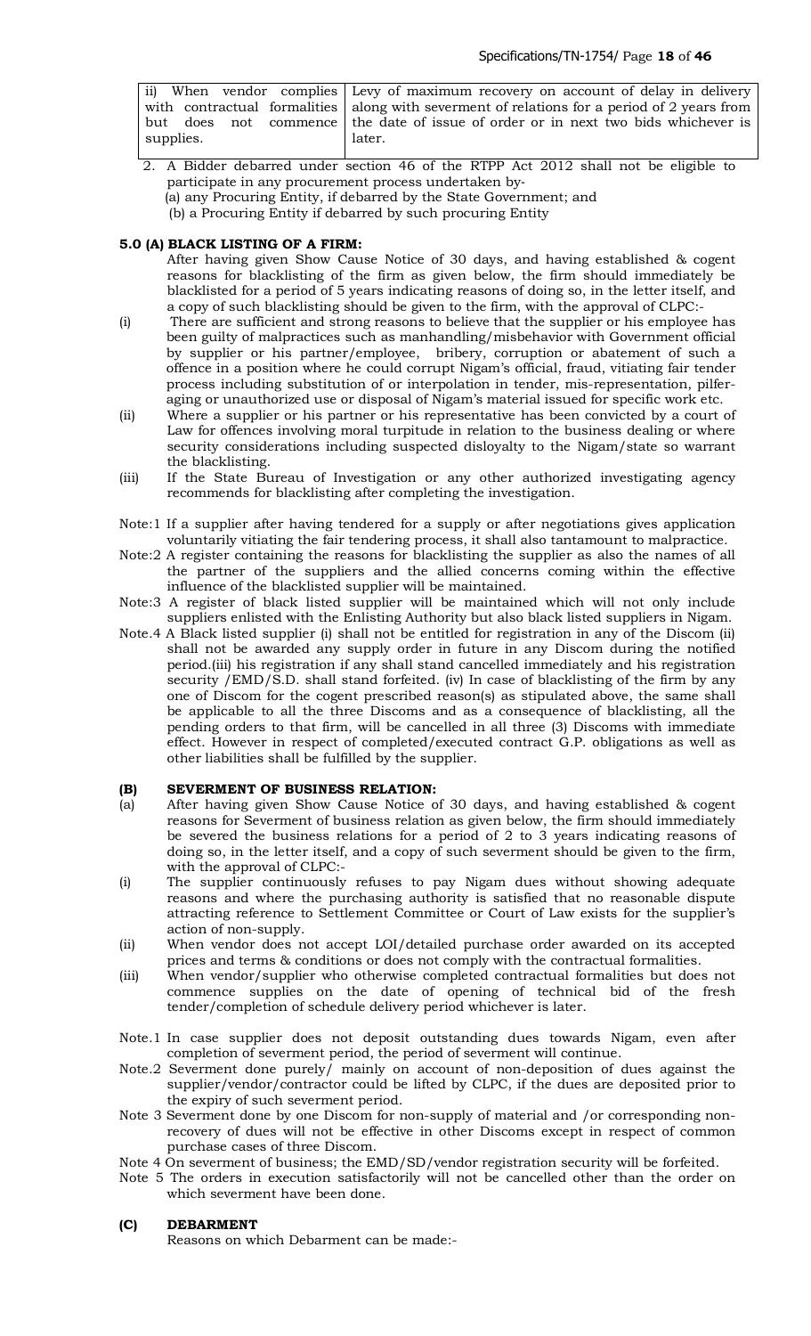| ii) When vendor complies with contractual formalities but does not commence supplies. | Levy of maximum recovery on account of delay in delivery along with severment of relations for a period of 2 years from the date of issue of order or in next two bids whichever is later. |
|---|---|

2. A Bidder debarred under section 46 of the RTPP Act 2012 shall not be eligible to participate in any procurement process undertaken by-
   (a) any Procuring Entity, if debarred by the State Government; and
   (b) a Procuring Entity if debarred by such procuring Entity

**5.0 (A) BLACK LISTING OF A FIRM:**

After having given Show Cause Notice of 30 days, and having established & cogent reasons for blacklisting of the firm as given below, the firm should immediately be blacklisted for a period of 5 years indicating reasons of doing so, in the letter itself, and a copy of such blacklisting should be given to the firm, with the approval of CLPC:-

(i) There are sufficient and strong reasons to believe that the supplier or his employee has been guilty of malpractices such as manhandling/misbehavior with Government official by supplier or his partner/employee, bribery, corruption or abatement of such a offence in a position where he could corrupt Nigam's official, fraud, vitiating fair tender process including substitution of or interpolation in tender, mis-representation, pilfer-aging or unauthorized use or disposal of Nigam's material issued for specific work etc.

(ii) Where a supplier or his partner or his representative has been convicted by a court of Law for offences involving moral turpitude in relation to the business dealing or where security considerations including suspected disloyalty to the Nigam/state so warrant the blacklisting.

(iii) If the State Bureau of Investigation or any other authorized investigating agency recommends for blacklisting after completing the investigation.

Note:1 If a supplier after having tendered for a supply or after negotiations gives application voluntarily vitiating the fair tendering process, it shall also tantamount to malpractice.

Note:2 A register containing the reasons for blacklisting the supplier as also the names of all the partner of the suppliers and the allied concerns coming within the effective influence of the blacklisted supplier will be maintained.

Note:3 A register of black listed supplier will be maintained which will not only include suppliers enlisted with the Enlisting Authority but also black listed suppliers in Nigam.

Note.4 A Black listed supplier (i) shall not be entitled for registration in any of the Discom (ii) shall not be awarded any supply order in future in any Discom during the notified period.(iii) his registration if any shall stand cancelled immediately and his registration security /EMD/S.D. shall stand forfeited. (iv) In case of blacklisting of the firm by any one of Discom for the cogent prescribed reason(s) as stipulated above, the same shall be applicable to all the three Discoms and as a consequence of blacklisting, all the pending orders to that firm, will be cancelled in all three (3) Discoms with immediate effect. However in respect of completed/executed contract G.P. obligations as well as other liabilities shall be fulfilled by the supplier.

**(B) SEVERMENT OF BUSINESS RELATION:**

(a) After having given Show Cause Notice of 30 days, and having established & cogent reasons for Severment of business relation as given below, the firm should immediately be severed the business relations for a period of 2 to 3 years indicating reasons of doing so, in the letter itself, and a copy of such severment should be given to the firm, with the approval of CLPC:-

(i) The supplier continuously refuses to pay Nigam dues without showing adequate reasons and where the purchasing authority is satisfied that no reasonable dispute attracting reference to Settlement Committee or Court of Law exists for the supplier's action of non-supply.

(ii) When vendor does not accept LOI/detailed purchase order awarded on its accepted prices and terms & conditions or does not comply with the contractual formalities.

(iii) When vendor/supplier who otherwise completed contractual formalities but does not commence supplies on the date of opening of technical bid of the fresh tender/completion of schedule delivery period whichever is later.

Note.1 In case supplier does not deposit outstanding dues towards Nigam, even after completion of severment period, the period of severment will continue.

Note.2 Severment done purely/ mainly on account of non-deposition of dues against the supplier/vendor/contractor could be lifted by CLPC, if the dues are deposited prior to the expiry of such severment period.

Note 3 Severment done by one Discom for non-supply of material and /or corresponding non-recovery of dues will not be effective in other Discoms except in respect of common purchase cases of three Discom.

Note 4 On severment of business; the EMD/SD/vendor registration security will be forfeited.

Note 5 The orders in execution satisfactorily will not be cancelled other than the order on which severment have been done.

**(C) DEBARMENT**

Reasons on which Debarment can be made:-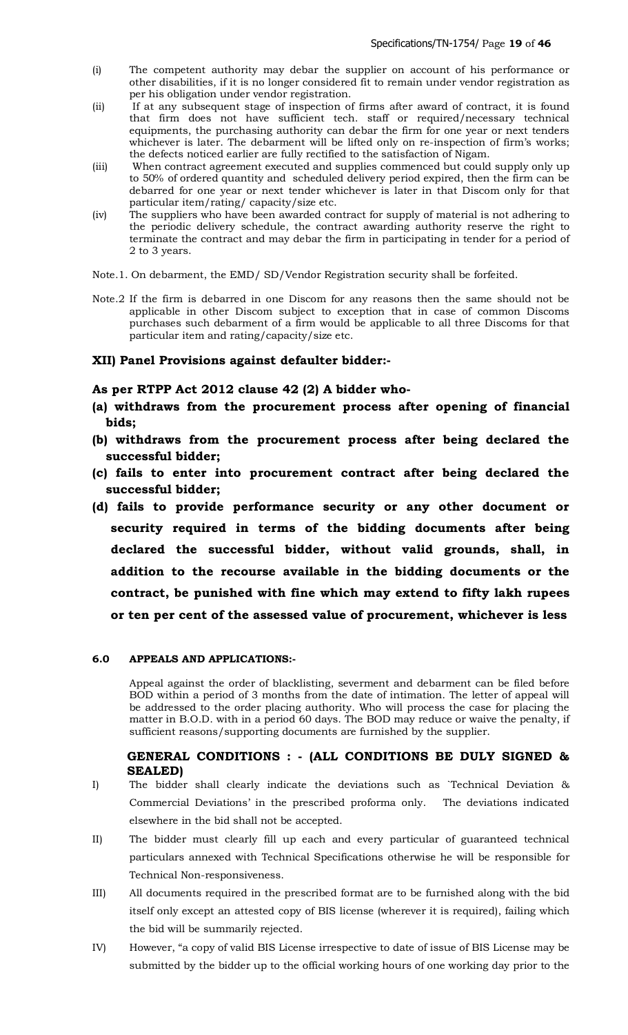(i) The competent authority may debar the supplier on account of his performance or other disabilities, if it is no longer considered fit to remain under vendor registration as per his obligation under vendor registration.

(ii) If at any subsequent stage of inspection of firms after award of contract, it is found that firm does not have sufficient tech. staff or required/necessary technical equipments, the purchasing authority can debar the firm for one year or next tenders whichever is later. The debarment will be lifted only on re-inspection of firm's works; the defects noticed earlier are fully rectified to the satisfaction of Nigam.

(iii) When contract agreement executed and supplies commenced but could supply only up to 50% of ordered quantity and scheduled delivery period expired, then the firm can be debarred for one year or next tender whichever is later in that Discom only for that particular item/rating/ capacity/size etc.

(iv) The suppliers who have been awarded contract for supply of material is not adhering to the periodic delivery schedule, the contract awarding authority reserve the right to terminate the contract and may debar the firm in participating in tender for a period of 2 to 3 years.

Note.1. On debarment, the EMD/ SD/Vendor Registration security shall be forfeited.

Note.2 If the firm is debarred in one Discom for any reasons then the same should not be applicable in other Discom subject to exception that in case of common Discoms purchases such debarment of a firm would be applicable to all three Discoms for that particular item and rating/capacity/size etc.

### XII) Panel Provisions against defaulter bidder:-

**As per RTPP Act 2012 clause 42 (2) A bidder who-**

**(a) withdraws from the procurement process after opening of financial bids;**

**(b) withdraws from the procurement process after being declared the successful bidder;**

**(c) fails to enter into procurement contract after being declared the successful bidder;**

**(d) fails to provide performance security or any other document or security required in terms of the bidding documents after being declared the successful bidder, without valid grounds, shall, in addition to the recourse available in the bidding documents or the contract, be punished with fine which may extend to fifty lakh rupees or ten per cent of the assessed value of procurement, whichever is less**

### 6.0 APPEALS AND APPLICATIONS:-

Appeal against the order of blacklisting, severment and debarment can be filed before BOD within a period of 3 months from the date of intimation. The letter of appeal will be addressed to the order placing authority. Who will process the case for placing the matter in B.O.D. with in a period 60 days. The BOD may reduce or waive the penalty, if sufficient reasons/supporting documents are furnished by the supplier.

### GENERAL CONDITIONS : - (ALL CONDITIONS BE DULY SIGNED & SEALED)

I) The bidder shall clearly indicate the deviations such as `Technical Deviation & Commercial Deviations' in the prescribed proforma only. The deviations indicated elsewhere in the bid shall not be accepted.

II) The bidder must clearly fill up each and every particular of guaranteed technical particulars annexed with Technical Specifications otherwise he will be responsible for Technical Non-responsiveness.

III) All documents required in the prescribed format are to be furnished along with the bid itself only except an attested copy of BIS license (wherever it is required), failing which the bid will be summarily rejected.

IV) However, "a copy of valid BIS License irrespective to date of issue of BIS License may be submitted by the bidder up to the official working hours of one working day prior to the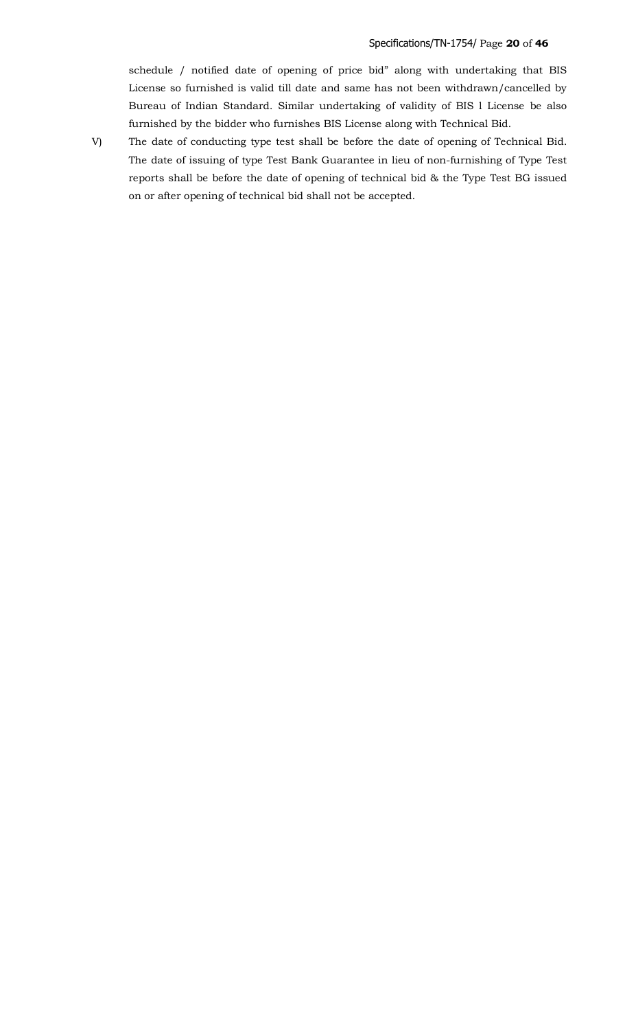schedule / notified date of opening of price bid" along with undertaking that BIS License so furnished is valid till date and same has not been withdrawn/cancelled by Bureau of Indian Standard. Similar undertaking of validity of BIS l License be also furnished by the bidder who furnishes BIS License along with Technical Bid.

V) The date of conducting type test shall be before the date of opening of Technical Bid. The date of issuing of type Test Bank Guarantee in lieu of non-furnishing of Type Test reports shall be before the date of opening of technical bid & the Type Test BG issued on or after opening of technical bid shall not be accepted.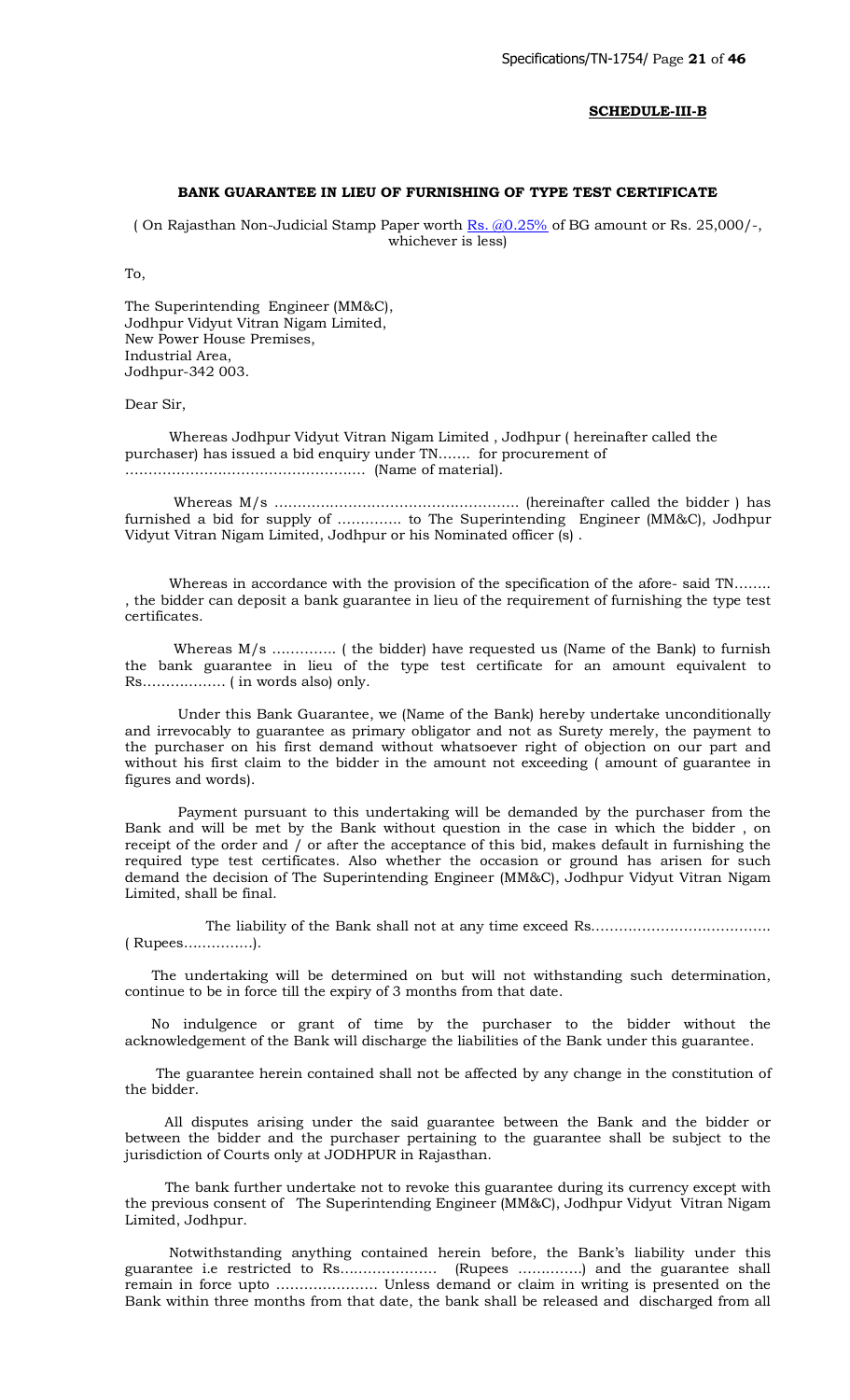**SCHEDULE-III-B**

**BANK GUARANTEE IN LIEU OF FURNISHING OF TYPE TEST CERTIFICATE**

( On Rajasthan Non-Judicial Stamp Paper worth Rs. @0.25% of BG amount or Rs. 25,000/-, whichever is less)

To,

The Superintending Engineer (MM&C),
Jodhpur Vidyut Vitran Nigam Limited,
New Power House Premises,
Industrial Area,
Jodhpur-342 003.

Dear Sir,

Whereas Jodhpur Vidyut Vitran Nigam Limited , Jodhpur ( hereinafter called the purchaser) has issued a bid enquiry under TN....... for procurement of ................................................... (Name of material).

Whereas M/s ..................................................... (hereinafter called the bidder ) has furnished a bid for supply of .............. to The Superintending Engineer (MM&C), Jodhpur Vidyut Vitran Nigam Limited, Jodhpur or his Nominated officer (s) .

Whereas in accordance with the provision of the specification of the afore- said TN........ , the bidder can deposit a bank guarantee in lieu of the requirement of furnishing the type test certificates.

Whereas M/s .............. ( the bidder) have requested us (Name of the Bank) to furnish the bank guarantee in lieu of the type test certificate for an amount equivalent to Rs.................. ( in words also) only.

Under this Bank Guarantee, we (Name of the Bank) hereby undertake unconditionally and irrevocably to guarantee as primary obligator and not as Surety merely, the payment to the purchaser on his first demand without whatsoever right of objection on our part and without his first claim to the bidder in the amount not exceeding ( amount of guarantee in figures and words).

Payment pursuant to this undertaking will be demanded by the purchaser from the Bank and will be met by the Bank without question in the case in which the bidder , on receipt of the order and / or after the acceptance of this bid, makes default in furnishing the required type test certificates. Also whether the occasion or ground has arisen for such demand the decision of The Superintending Engineer (MM&C), Jodhpur Vidyut Vitran Nigam Limited, shall be final.

The liability of the Bank shall not at any time exceed Rs....................................... ( Rupees...............).

The undertaking will be determined on but will not withstanding such determination, continue to be in force till the expiry of 3 months from that date.

No indulgence or grant of time by the purchaser to the bidder without the acknowledgement of the Bank will discharge the liabilities of the Bank under this guarantee.

The guarantee herein contained shall not be affected by any change in the constitution of the bidder.

All disputes arising under the said guarantee between the Bank and the bidder or between the bidder and the purchaser pertaining to the guarantee shall be subject to the jurisdiction of Courts only at JODHPUR in Rajasthan.

The bank further undertake not to revoke this guarantee during its currency except with the previous consent of The Superintending Engineer (MM&C), Jodhpur Vidyut Vitran Nigam Limited, Jodhpur.

Notwithstanding anything contained herein before, the Bank's liability under this guarantee i.e restricted to Rs..................... (Rupees ..............) and the guarantee shall remain in force upto ...................... Unless demand or claim in writing is presented on the Bank within three months from that date, the bank shall be released and discharged from all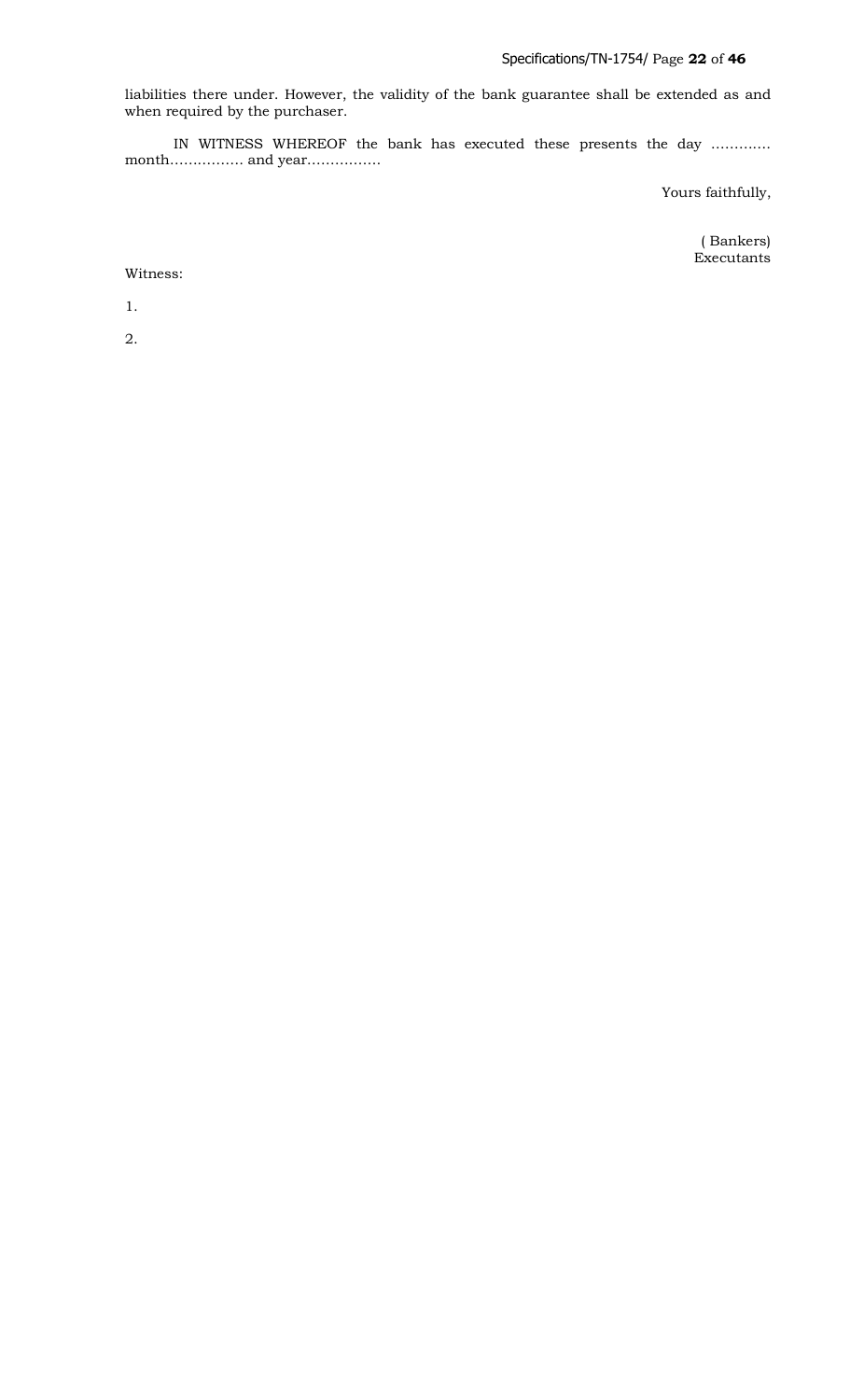liabilities there under. However, the validity of the bank guarantee shall be extended as and when required by the purchaser.

IN WITNESS WHEREOF the bank has executed these presents the day ………… month……………. and year…………….

Yours faithfully,

( Bankers)
Executants

Witness:

1.

2.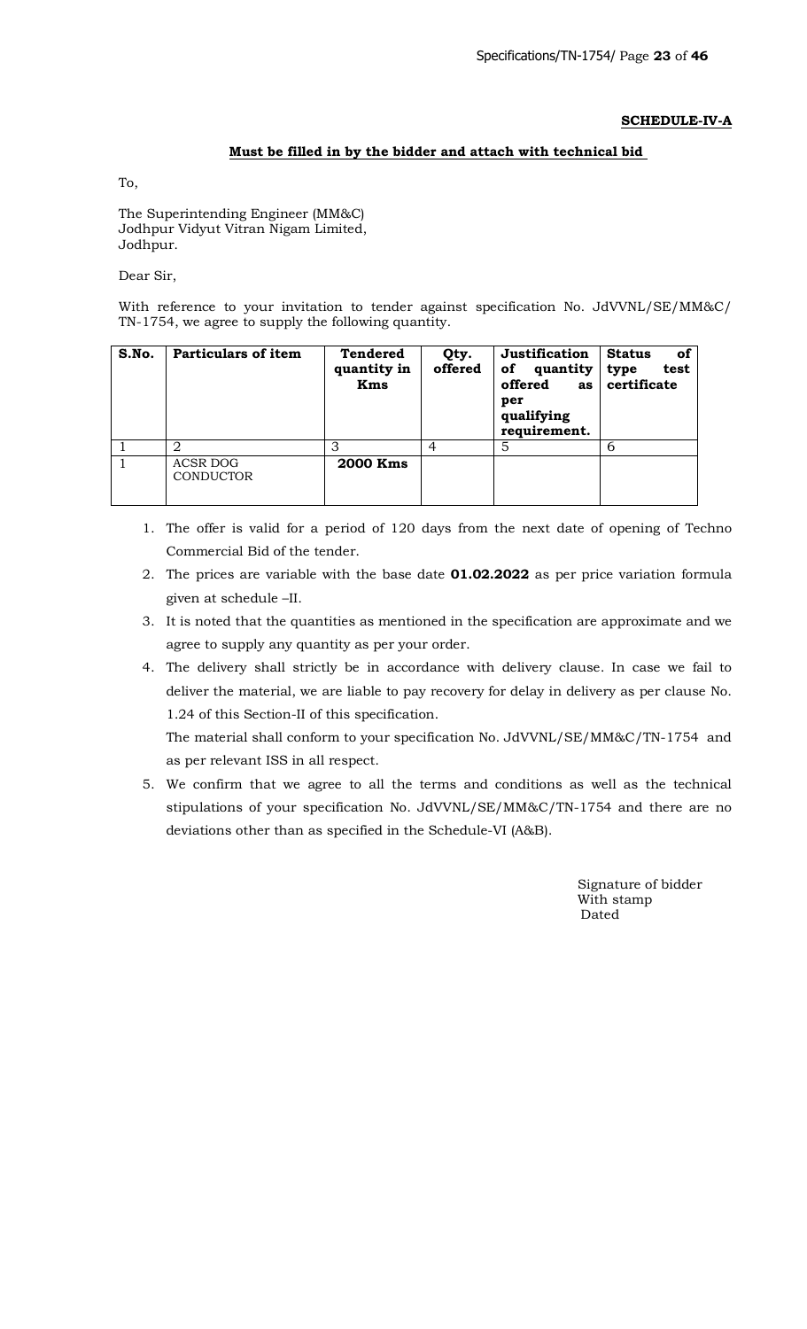**SCHEDULE-IV-A**

**Must be filled in by the bidder and attach with technical bid**

To,

The Superintending Engineer (MM&C)
Jodhpur Vidyut Vitran Nigam Limited,
Jodhpur.

Dear Sir,

With reference to your invitation to tender against specification No. JdVVNL/SE/MM&C/ TN-1754, we agree to supply the following quantity.

| S.No. | Particulars of item | Tendered quantity in Kms | Qty. offered | Justification of quantity offered as per qualifying requirement. | Status of type test certificate |
|---|---|---|---|---|---|
| 1 | 2 | 3 | 4 | 5 | 6 |
| 1 | ACSR DOG CONDUCTOR | **2000 Kms** | | | |

1. The offer is valid for a period of 120 days from the next date of opening of Techno Commercial Bid of the tender.
2. The prices are variable with the base date **01.02.2022** as per price variation formula given at schedule –II.
3. It is noted that the quantities as mentioned in the specification are approximate and we agree to supply any quantity as per your order.
4. The delivery shall strictly be in accordance with delivery clause. In case we fail to deliver the material, we are liable to pay recovery for delay in delivery as per clause No. 1.24 of this Section-II of this specification.

   The material shall conform to your specification No. JdVVNL/SE/MM&C/TN-1754 and as per relevant ISS in all respect.
5. We confirm that we agree to all the terms and conditions as well as the technical stipulations of your specification No. JdVVNL/SE/MM&C/TN-1754 and there are no deviations other than as specified in the Schedule-VI (A&B).

Signature of bidder
With stamp
Dated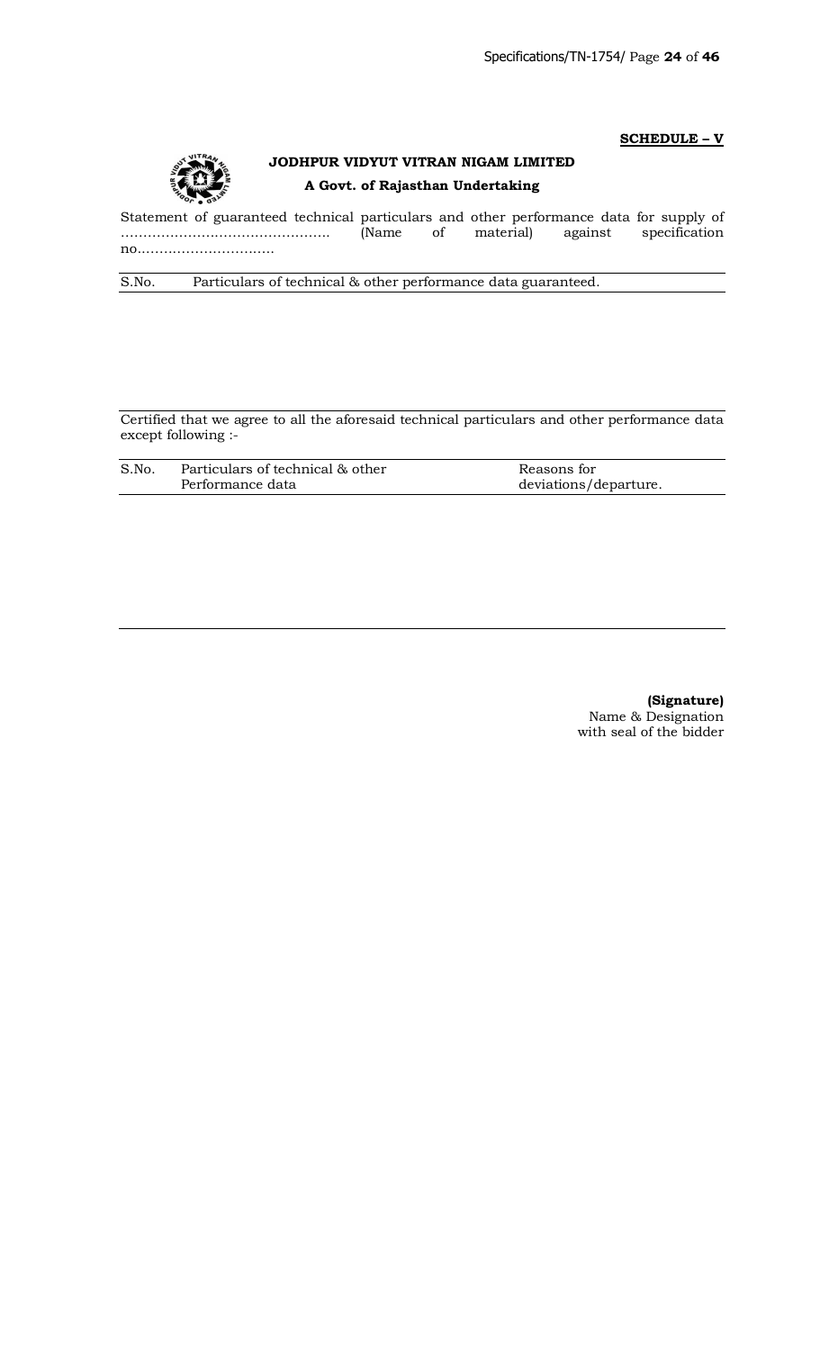**SCHEDULE – V**

**JODHPUR VIDYUT VITRAN NIGAM LIMITED**

**A Govt. of Rajasthan Undertaking**

Statement of guaranteed technical particulars and other performance data for supply of ………………………………………. (Name of material) against specification no.…………………………

| S.No. | Particulars of technical & other performance data guaranteed. |
|---|---|
| | |

Certified that we agree to all the aforesaid technical particulars and other performance data except following :-

| S.No. | Particulars of technical & other Performance data | Reasons for deviations/departure. |
|---|---|---|
| | | |

**(Signature)**
Name & Designation
with seal of the bidder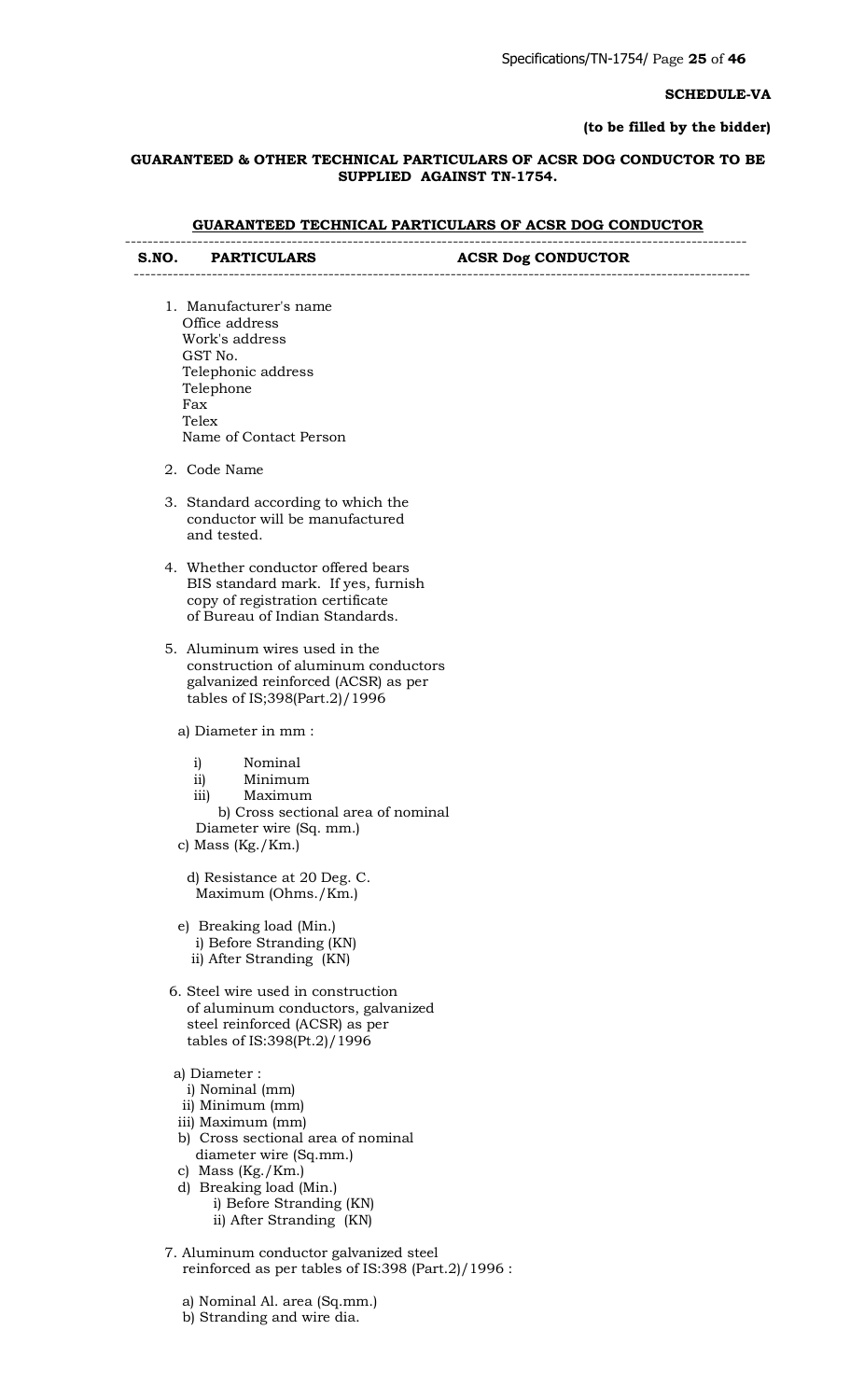**SCHEDULE-VA**

**(to be filled by the bidder)**

**GUARANTEED & OTHER TECHNICAL PARTICULARS OF ACSR DOG CONDUCTOR TO BE SUPPLIED AGAINST TN-1754.**

**GUARANTEED TECHNICAL PARTICULARS OF ACSR DOG CONDUCTOR**

| S.NO. | PARTICULARS | ACSR Dog CONDUCTOR |
|---|---|---|
| 1. | Manufacturer's name<br>Office address<br>Work's address<br>GST No.<br>Telephonic address<br>Telephone<br>Fax<br>Telex<br>Name of Contact Person | |
| 2. | Code Name | |
| 3. | Standard according to which the conductor will be manufactured and tested. | |
| 4. | Whether conductor offered bears BIS standard mark. If yes, furnish copy of registration certificate of Bureau of Indian Standards. | |
| 5. | Aluminum wires used in the construction of aluminum conductors galvanized reinforced (ACSR) as per tables of IS;398(Part.2)/1996 | |
| | a) Diameter in mm : | |
| | i) Nominal | |
| | ii) Minimum | |
| | iii) Maximum | |
| | b) Cross sectional area of nominal Diameter wire (Sq. mm.) | |
| | c) Mass (Kg./Km.) | |
| | d) Resistance at 20 Deg. C. Maximum (Ohms./Km.) | |
| | e) Breaking load (Min.) | |
| | i) Before Stranding (KN) | |
| | ii) After Stranding (KN) | |
| 6. | Steel wire used in construction of aluminum conductors, galvanized steel reinforced (ACSR) as per tables of IS:398(Pt.2)/1996 | |
| | a) Diameter : | |
| | i) Nominal (mm) | |
| | ii) Minimum (mm) | |
| | iii) Maximum (mm) | |
| | b) Cross sectional area of nominal diameter wire (Sq.mm.) | |
| | c) Mass (Kg./Km.) | |
| | d) Breaking load (Min.) | |
| | i) Before Stranding (KN) | |
| | ii) After Stranding (KN) | |
| 7. | Aluminum conductor galvanized steel reinforced as per tables of IS:398 (Part.2)/1996 : | |
| | a) Nominal Al. area (Sq.mm.) | |
| | b) Stranding and wire dia. | |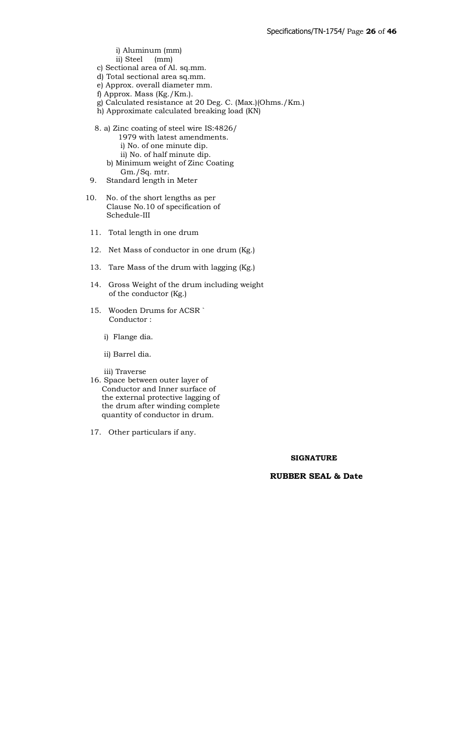i) Aluminum (mm)
ii) Steel (mm)

c) Sectional area of Al. sq.mm.
d) Total sectional area sq.mm.
e) Approx. overall diameter mm.
f) Approx. Mass (Kg./Km.).
g) Calculated resistance at 20 Deg. C. (Max.)(Ohms./Km.)
h) Approximate calculated breaking load (KN)

8. a) Zinc coating of steel wire IS:4826/ 1979 with latest amendments.
   i) No. of one minute dip.
   ii) No. of half minute dip.
   b) Minimum weight of Zinc Coating Gm./Sq. mtr.
9. Standard length in Meter
10. No. of the short lengths as per Clause No.10 of specification of Schedule-III
11. Total length in one drum
12. Net Mass of conductor in one drum (Kg.)
13. Tare Mass of the drum with lagging (Kg.)
14. Gross Weight of the drum including weight of the conductor (Kg.)
15. Wooden Drums for ACSR ` Conductor :
   i) Flange dia.
   ii) Barrel dia.
   iii) Traverse
16. Space between outer layer of Conductor and Inner surface of the external protective lagging of the drum after winding complete quantity of conductor in drum.
17. Other particulars if any.

**SIGNATURE**

**RUBBER SEAL & Date**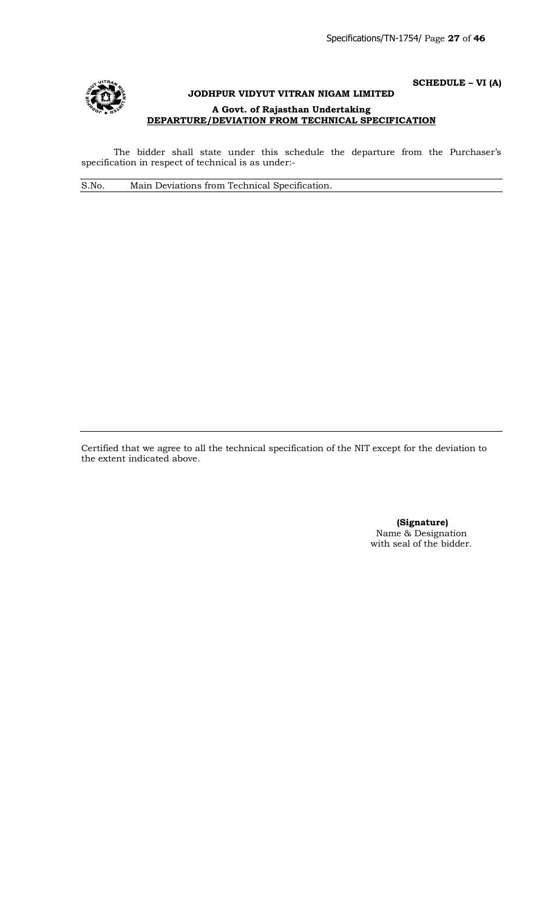**SCHEDULE – VI (A)**

**JODHPUR VIDYUT VITRAN NIGAM LIMITED**

**A Govt. of Rajasthan Undertaking**

**DEPARTURE/DEVIATION FROM TECHNICAL SPECIFICATION**

The bidder shall state under this schedule the departure from the Purchaser's specification in respect of technical is as under:-

| S.No. | Main Deviations from Technical Specification. |
|---|---|
| | |

Certified that we agree to all the technical specification of the NIT except for the deviation to the extent indicated above.

**(Signature)**
Name & Designation
with seal of the bidder.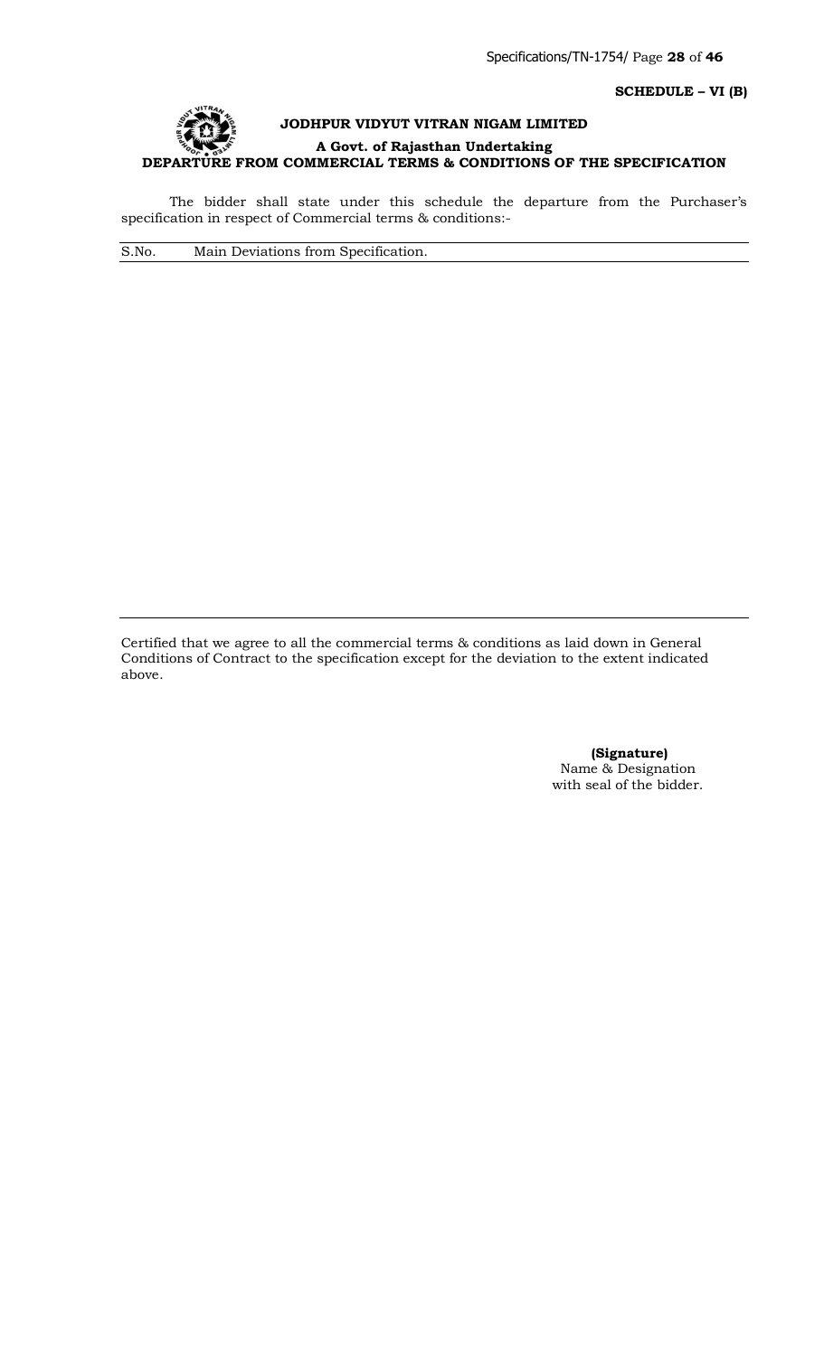**SCHEDULE – VI (B)**

**JODHPUR VIDYUT VITRAN NIGAM LIMITED**

**A Govt. of Rajasthan Undertaking**

**DEPARTURE FROM COMMERCIAL TERMS & CONDITIONS OF THE SPECIFICATION**

The bidder shall state under this schedule the departure from the Purchaser's specification in respect of Commercial terms & conditions:-

| S.No. | Main Deviations from Specification. |
|---|---|
| | |

Certified that we agree to all the commercial terms & conditions as laid down in General Conditions of Contract to the specification except for the deviation to the extent indicated above.

**(Signature)**
Name & Designation
with seal of the bidder.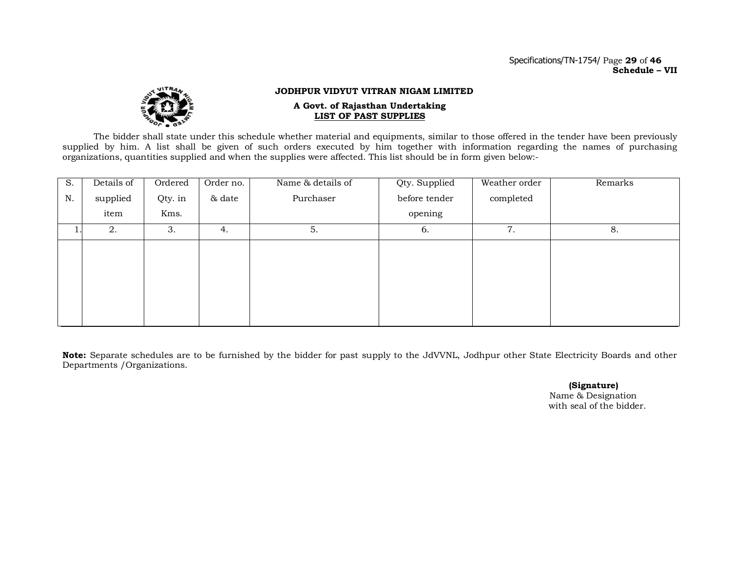Schedule – VII

**JODHPUR VIDYUT VITRAN NIGAM LIMITED**

**A Govt. of Rajasthan Undertaking**

**LIST OF PAST SUPPLIES**

The bidder shall state under this schedule whether material and equipments, similar to those offered in the tender have been previously supplied by him. A list shall be given of such orders executed by him together with information regarding the names of purchasing organizations, quantities supplied and when the supplies were affected. This list should be in form given below:-

| S. N. | Details of supplied item | Ordered Qty. in Kms. | Order no. & date | Name & details of Purchaser | Qty. Supplied before tender opening | Weather order completed | Remarks |
|---|---|---|---|---|---|---|---|
| 1. | 2. | 3. | 4. | 5. | 6. | 7. | 8. |
| | | | | | | | |

**Note:** Separate schedules are to be furnished by the bidder for past supply to the JdVVNL, Jodhpur other State Electricity Boards and other Departments /Organizations.

**(Signature)**
Name & Designation
with seal of the bidder.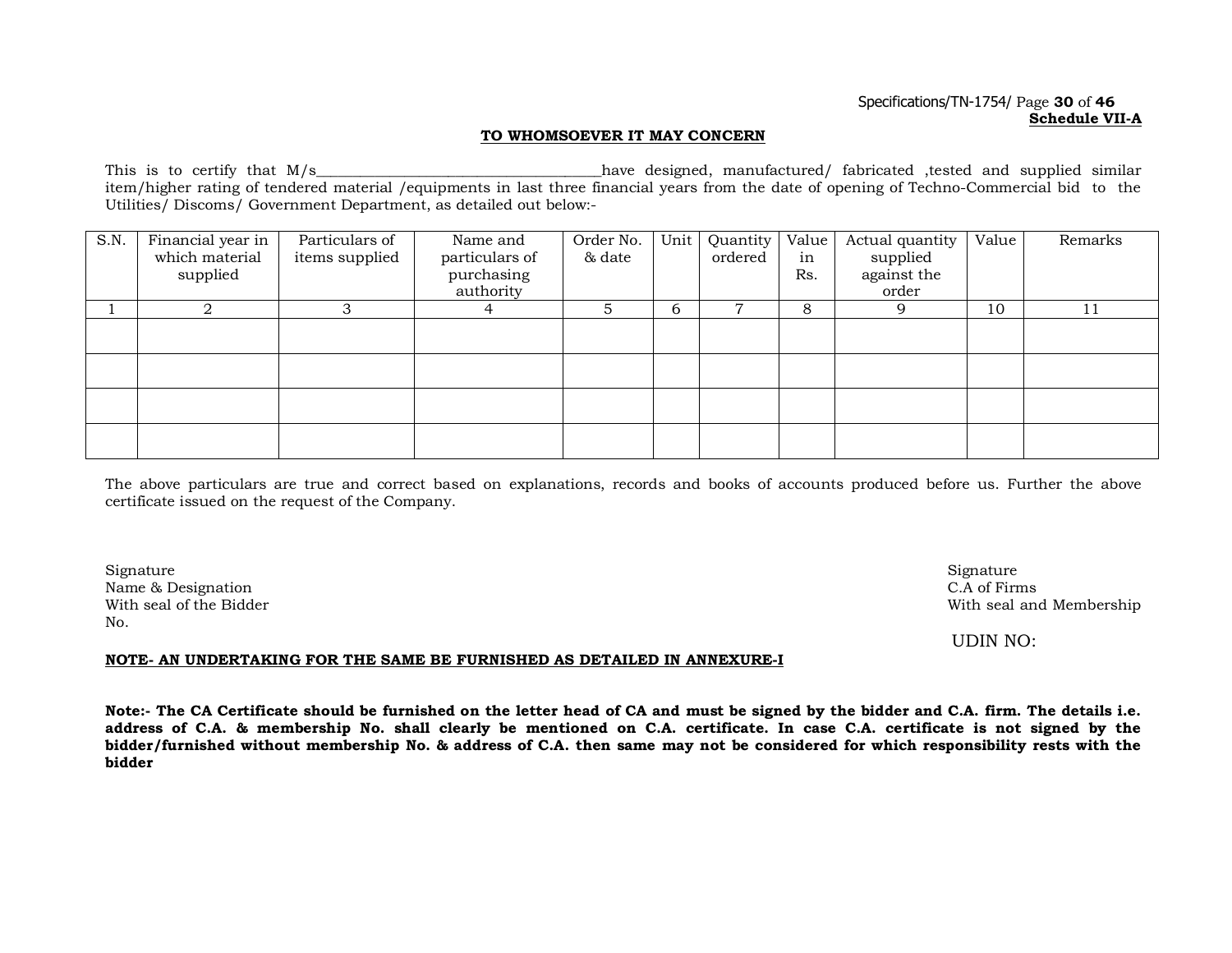**Schedule VII-A**

**TO WHOMSOEVER IT MAY CONCERN**

This is to certify that M/s\_\_\_\_\_\_\_\_\_\_\_\_\_\_\_\_\_\_\_\_\_\_\_\_\_\_\_\_\_\_\_\_\_\_\_\_\_have designed, manufactured/ fabricated ,tested and supplied similar item/higher rating of tendered material /equipments in last three financial years from the date of opening of Techno-Commercial bid to the Utilities/ Discoms/ Government Department, as detailed out below:-

| S.N. | Financial year in which material supplied | Particulars of items supplied | Name and particulars of purchasing authority | Order No. & date | Unit | Quantity ordered | Value in Rs. | Actual quantity supplied against the order | Value | Remarks |
|---|---|---|---|---|---|---|---|---|---|---|
| 1 | 2 | 3 | 4 | 5 | 6 | 7 | 8 | 9 | 10 | 11 |
| | | | | | | | | | | |
| | | | | | | | | | | |
| | | | | | | | | | | |
| | | | | | | | | | | |

The above particulars are true and correct based on explanations, records and books of accounts produced before us. Further the above certificate issued on the request of the Company.

Signature
Name & Designation
With seal of the Bidder

Signature
C.A of Firms
With seal and Membership
No.

UDIN NO:

**NOTE- AN UNDERTAKING FOR THE SAME BE FURNISHED AS DETAILED IN ANNEXURE-I**

**Note:- The CA Certificate should be furnished on the letter head of CA and must be signed by the bidder and C.A. firm. The details i.e. address of C.A. & membership No. shall clearly be mentioned on C.A. certificate. In case C.A. certificate is not signed by the bidder/furnished without membership No. & address of C.A. then same may not be considered for which responsibility rests with the bidder**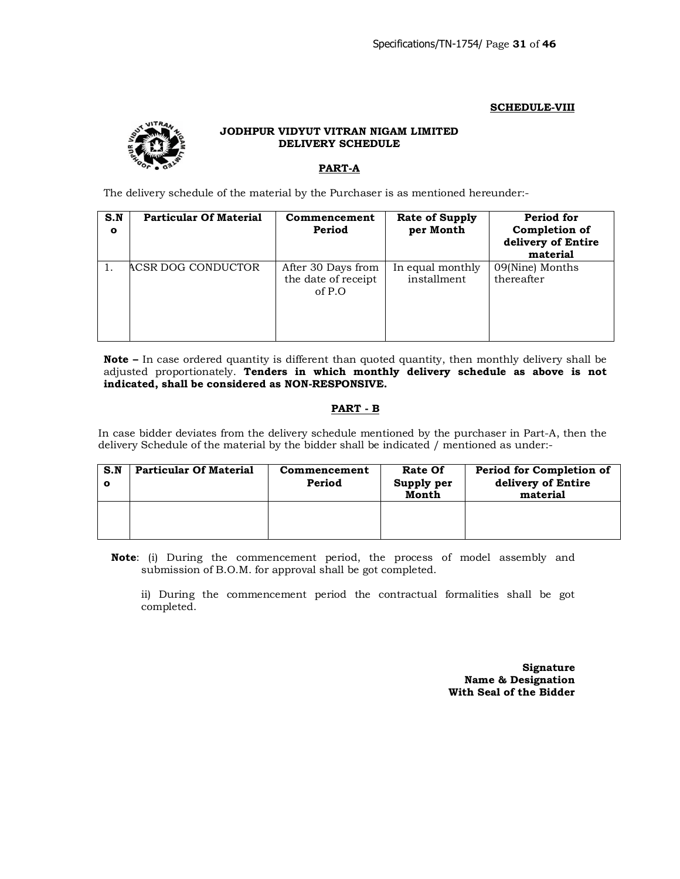**SCHEDULE-VIII**

**JODHPUR VIDYUT VITRAN NIGAM LIMITED**
**DELIVERY SCHEDULE**

**PART-A**

The delivery schedule of the material by the Purchaser is as mentioned hereunder:-

| S.No | Particular Of Material | Commencement Period | Rate of Supply per Month | Period for Completion of delivery of Entire material |
|---|---|---|---|---|
| 1. | ACSR DOG CONDUCTOR | After 30 Days from the date of receipt of P.O | In equal monthly installment | 09(Nine) Months thereafter |

**Note –** In case ordered quantity is different than quoted quantity, then monthly delivery shall be adjusted proportionately. **Tenders in which monthly delivery schedule as above is not indicated, shall be considered as NON-RESPONSIVE.**

**PART - B**

In case bidder deviates from the delivery schedule mentioned by the purchaser in Part-A, then the delivery Schedule of the material by the bidder shall be indicated / mentioned as under:-

| S.No | Particular Of Material | Commencement Period | Rate Of Supply per Month | Period for Completion of delivery of Entire material |
|---|---|---|---|---|
| | | | | |

**Note**: (i) During the commencement period, the process of model assembly and submission of B.O.M. for approval shall be got completed.

ii) During the commencement period the contractual formalities shall be got completed.

**Signature**
**Name & Designation**
**With Seal of the Bidder**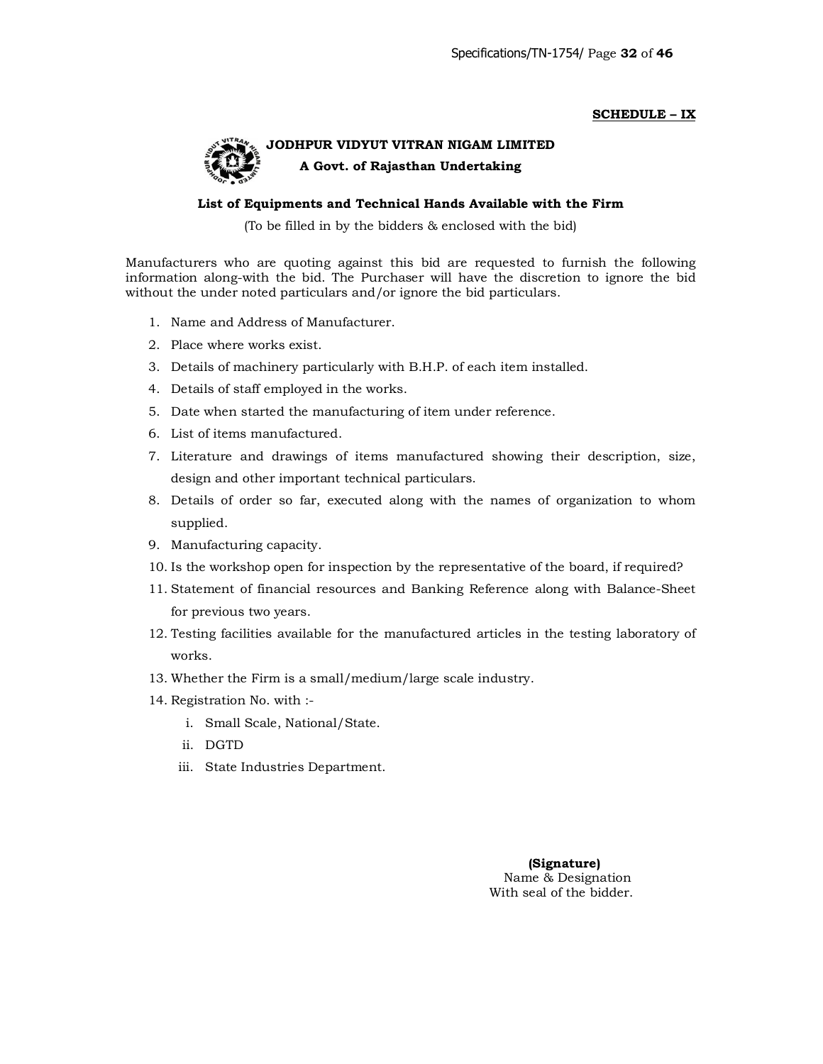**SCHEDULE – IX**

**JODHPUR VIDYUT VITRAN NIGAM LIMITED**

**A Govt. of Rajasthan Undertaking**

**List of Equipments and Technical Hands Available with the Firm**

(To be filled in by the bidders & enclosed with the bid)

Manufacturers who are quoting against this bid are requested to furnish the following information along-with the bid. The Purchaser will have the discretion to ignore the bid without the under noted particulars and/or ignore the bid particulars.

1. Name and Address of Manufacturer.
2. Place where works exist.
3. Details of machinery particularly with B.H.P. of each item installed.
4. Details of staff employed in the works.
5. Date when started the manufacturing of item under reference.
6. List of items manufactured.
7. Literature and drawings of items manufactured showing their description, size, design and other important technical particulars.
8. Details of order so far, executed along with the names of organization to whom supplied.
9. Manufacturing capacity.
10. Is the workshop open for inspection by the representative of the board, if required?
11. Statement of financial resources and Banking Reference along with Balance-Sheet for previous two years.
12. Testing facilities available for the manufactured articles in the testing laboratory of works.
13. Whether the Firm is a small/medium/large scale industry.
14. Registration No. with :-
    1. Small Scale, National/State.
    2. DGTD
    3. State Industries Department.

**(Signature)**
Name & Designation
With seal of the bidder.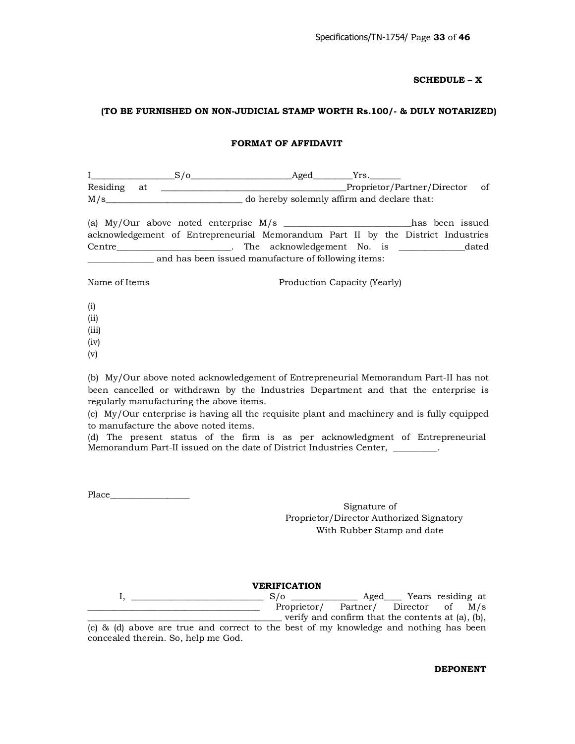**SCHEDULE – X**

**(TO BE FURNISHED ON NON-JUDICIAL STAMP WORTH Rs.100/- & DULY NOTARIZED)**

**FORMAT OF AFFIDAVIT**

I__________________S/o______________________Aged_________Yrs._______ Residing at _________________________________________Proprietor/Partner/Director of M/s______________________________ do hereby solemnly affirm and declare that:

(a) My/Our above noted enterprise M/s ____________________________has been issued acknowledgement of Entrepreneurial Memorandum Part II by the District Industries Centre_________________________. The acknowledgement No. is ______________dated ______________ and has been issued manufacture of following items:

Name of Items — Production Capacity (Yearly)

(i)
(ii)
(iii)
(iv)
(v)

(b) My/Our above noted acknowledgement of Entrepreneurial Memorandum Part-II has not been cancelled or withdrawn by the Industries Department and that the enterprise is regularly manufacturing the above items.
(c) My/Our enterprise is having all the requisite plant and machinery and is fully equipped to manufacture the above noted items.
(d) The present status of the firm is as per acknowledgment of Entrepreneurial Memorandum Part-II issued on the date of District Industries Center, __________.

Place__________________

Signature of
Proprietor/Director Authorized Signatory
With Rubber Stamp and date

**VERIFICATION**

I, _____________________________ S/o ______________ Aged____ Years residing at _______________________________________ Proprietor/ Partner/ Director of M/s ____________________________________________ verify and confirm that the contents at (a), (b), (c) & (d) above are true and correct to the best of my knowledge and nothing has been concealed therein. So, help me God.

**DEPONENT**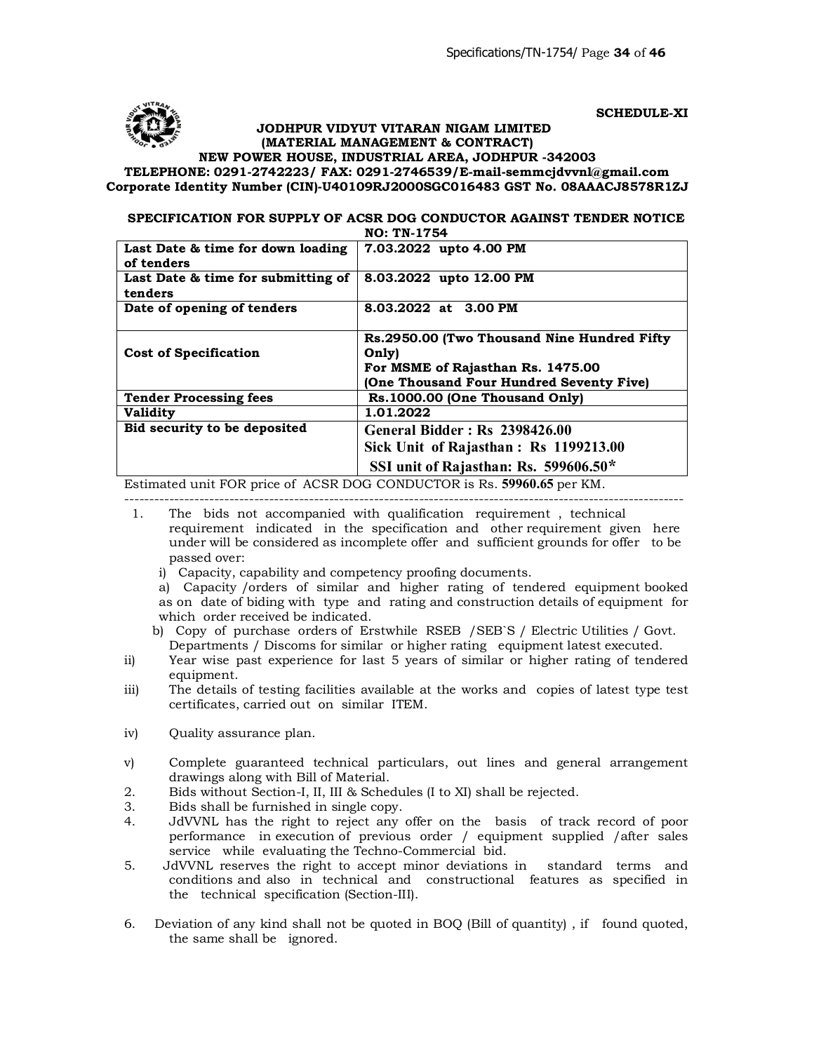**SCHEDULE-XI**

**JODHPUR VIDYUT VITARAN NIGAM LIMITED**
**(MATERIAL MANAGEMENT & CONTRACT)**
**NEW POWER HOUSE, INDUSTRIAL AREA, JODHPUR -342003**
**TELEPHONE: 0291-2742223/ FAX: 0291-2746539/E-mail-semmcjdvvnl@gmail.com**
**Corporate Identity Number (CIN)-U40109RJ2000SGC016483 GST No. 08AAACJ8578R1ZJ**

**SPECIFICATION FOR SUPPLY OF ACSR DOG CONDUCTOR AGAINST TENDER NOTICE NO: TN-1754**

| | |
|---|---|
| **Last Date & time for down loading of tenders** | **7.03.2022 upto 4.00 PM** |
| **Last Date & time for submitting of tenders** | **8.03.2022 upto 12.00 PM** |
| **Date of opening of tenders** | **8.03.2022 at 3.00 PM** |
| **Cost of Specification** | **Rs.2950.00 (Two Thousand Nine Hundred Fifty Only)**<br>**For MSME of Rajasthan Rs. 1475.00**<br>**(One Thousand Four Hundred Seventy Five)** |
| **Tender Processing fees** | **Rs.1000.00 (One Thousand Only)** |
| **Validity** | **1.01.2022** |
| **Bid security to be deposited** | **General Bidder : Rs 2398426.00**<br>**Sick Unit of Rajasthan : Rs 1199213.00**<br>**SSI unit of Rajasthan: Rs. 599606.50*** |

Estimated unit FOR price of ACSR DOG CONDUCTOR is Rs. **59960.65** per KM.

---

1. The bids not accompanied with qualification requirement , technical requirement indicated in the specification and other requirement given here under will be considered as incomplete offer and sufficient grounds for offer to be passed over:
   i) Capacity, capability and competency proofing documents.
   a) Capacity /orders of similar and higher rating of tendered equipment booked as on date of biding with type and rating and construction details of equipment for which order received be indicated.
   b) Copy of purchase orders of Erstwhile RSEB /SEB`S / Electric Utilities / Govt. Departments / Discoms for similar or higher rating equipment latest executed.

ii) Year wise past experience for last 5 years of similar or higher rating of tendered equipment.

iii) The details of testing facilities available at the works and copies of latest type test certificates, carried out on similar ITEM.

iv) Quality assurance plan.

v) Complete guaranteed technical particulars, out lines and general arrangement drawings along with Bill of Material.

2. Bids without Section-I, II, III & Schedules (I to XI) shall be rejected.
3. Bids shall be furnished in single copy.
4. JdVVNL has the right to reject any offer on the basis of track record of poor performance in execution of previous order / equipment supplied /after sales service while evaluating the Techno-Commercial bid.
5. JdVVNL reserves the right to accept minor deviations in standard terms and conditions and also in technical and constructional features as specified in the technical specification (Section-III).
6. Deviation of any kind shall not be quoted in BOQ (Bill of quantity) , if found quoted, the same shall be ignored.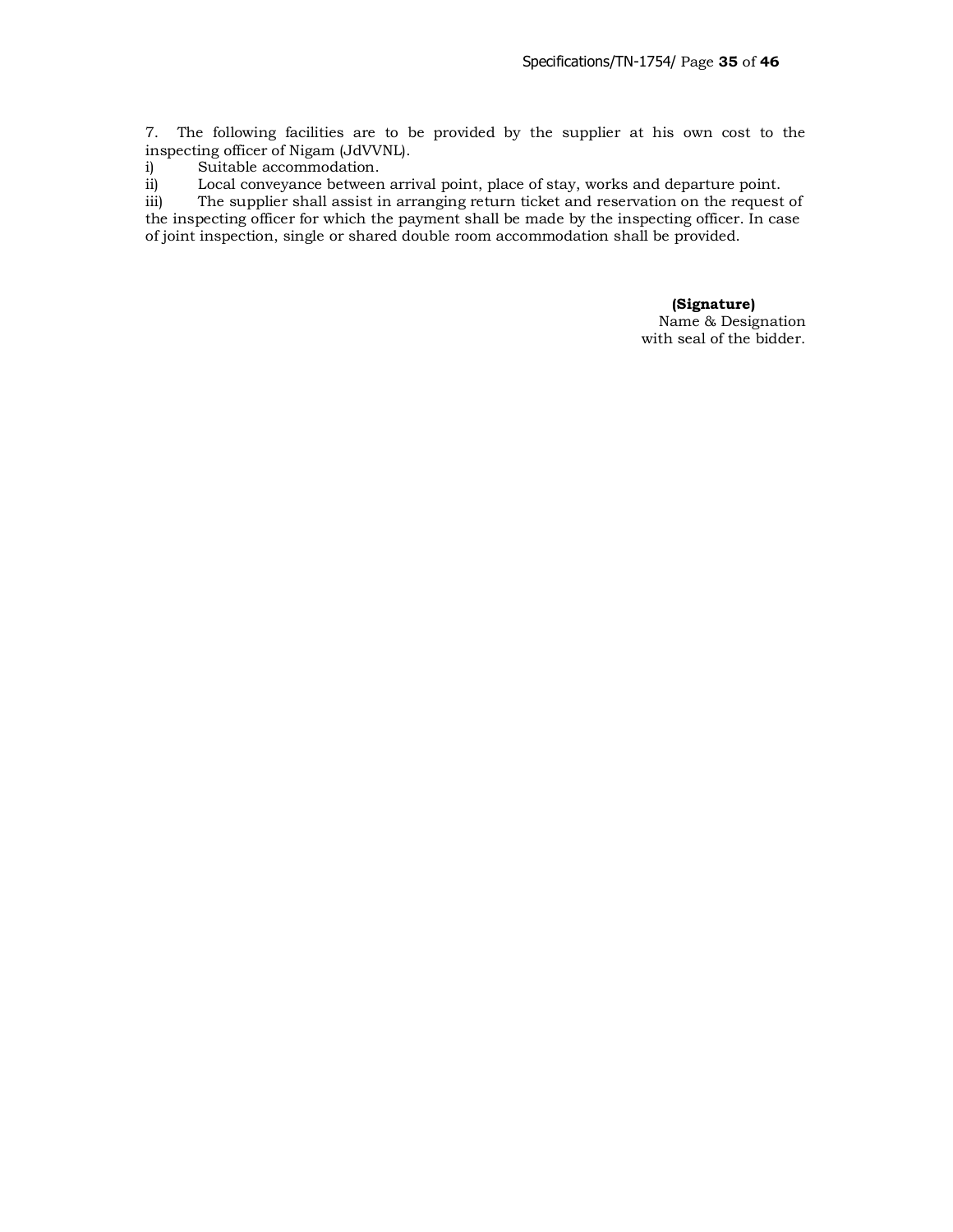7. The following facilities are to be provided by the supplier at his own cost to the inspecting officer of Nigam (JdVVNL).

i) Suitable accommodation.

ii) Local conveyance between arrival point, place of stay, works and departure point.

iii) The supplier shall assist in arranging return ticket and reservation on the request of the inspecting officer for which the payment shall be made by the inspecting officer. In case of joint inspection, single or shared double room accommodation shall be provided.

**(Signature)**
Name & Designation
with seal of the bidder.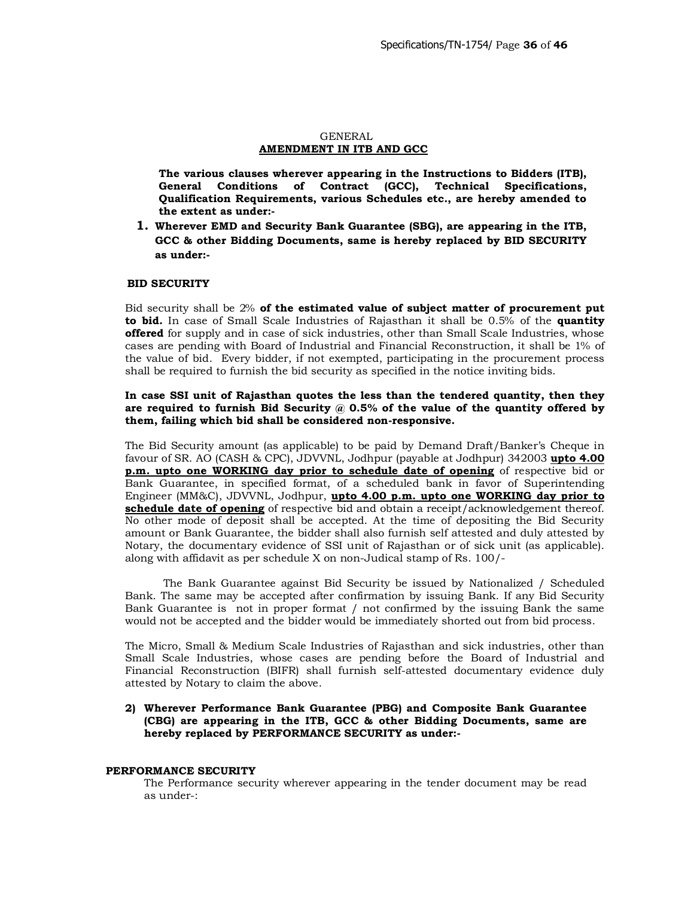GENERAL

## AMENDMENT IN ITB AND GCC

**The various clauses wherever appearing in the Instructions to Bidders (ITB), General Conditions of Contract (GCC), Technical Specifications, Qualification Requirements, various Schedules etc., are hereby amended to the extent as under:-**

1. **Wherever EMD and Security Bank Guarantee (SBG), are appearing in the ITB, GCC & other Bidding Documents, same is hereby replaced by BID SECURITY as under:-**

**BID SECURITY**

Bid security shall be 2% **of the estimated value of subject matter of procurement put to bid.** In case of Small Scale Industries of Rajasthan it shall be 0.5% of the **quantity offered** for supply and in case of sick industries, other than Small Scale Industries, whose cases are pending with Board of Industrial and Financial Reconstruction, it shall be 1% of the value of bid. Every bidder, if not exempted, participating in the procurement process shall be required to furnish the bid security as specified in the notice inviting bids.

**In case SSI unit of Rajasthan quotes the less than the tendered quantity, then they are required to furnish Bid Security @ 0.5% of the value of the quantity offered by them, failing which bid shall be considered non-responsive.**

The Bid Security amount (as applicable) to be paid by Demand Draft/Banker's Cheque in favour of SR. AO (CASH & CPC), JDVVNL, Jodhpur (payable at Jodhpur) 342003 **upto 4.00 p.m. upto one WORKING day prior to schedule date of opening** of respective bid or Bank Guarantee, in specified format, of a scheduled bank in favor of Superintending Engineer (MM&C), JDVVNL, Jodhpur, **upto 4.00 p.m. upto one WORKING day prior to schedule date of opening** of respective bid and obtain a receipt/acknowledgement thereof. No other mode of deposit shall be accepted. At the time of depositing the Bid Security amount or Bank Guarantee, the bidder shall also furnish self attested and duly attested by Notary, the documentary evidence of SSI unit of Rajasthan or of sick unit (as applicable). along with affidavit as per schedule X on non-Judical stamp of Rs. 100/-

The Bank Guarantee against Bid Security be issued by Nationalized / Scheduled Bank. The same may be accepted after confirmation by issuing Bank. If any Bid Security Bank Guarantee is not in proper format / not confirmed by the issuing Bank the same would not be accepted and the bidder would be immediately shorted out from bid process.

The Micro, Small & Medium Scale Industries of Rajasthan and sick industries, other than Small Scale Industries, whose cases are pending before the Board of Industrial and Financial Reconstruction (BIFR) shall furnish self-attested documentary evidence duly attested by Notary to claim the above.

2) **Wherever Performance Bank Guarantee (PBG) and Composite Bank Guarantee (CBG) are appearing in the ITB, GCC & other Bidding Documents, same are hereby replaced by PERFORMANCE SECURITY as under:-**

**PERFORMANCE SECURITY**

The Performance security wherever appearing in the tender document may be read as under-: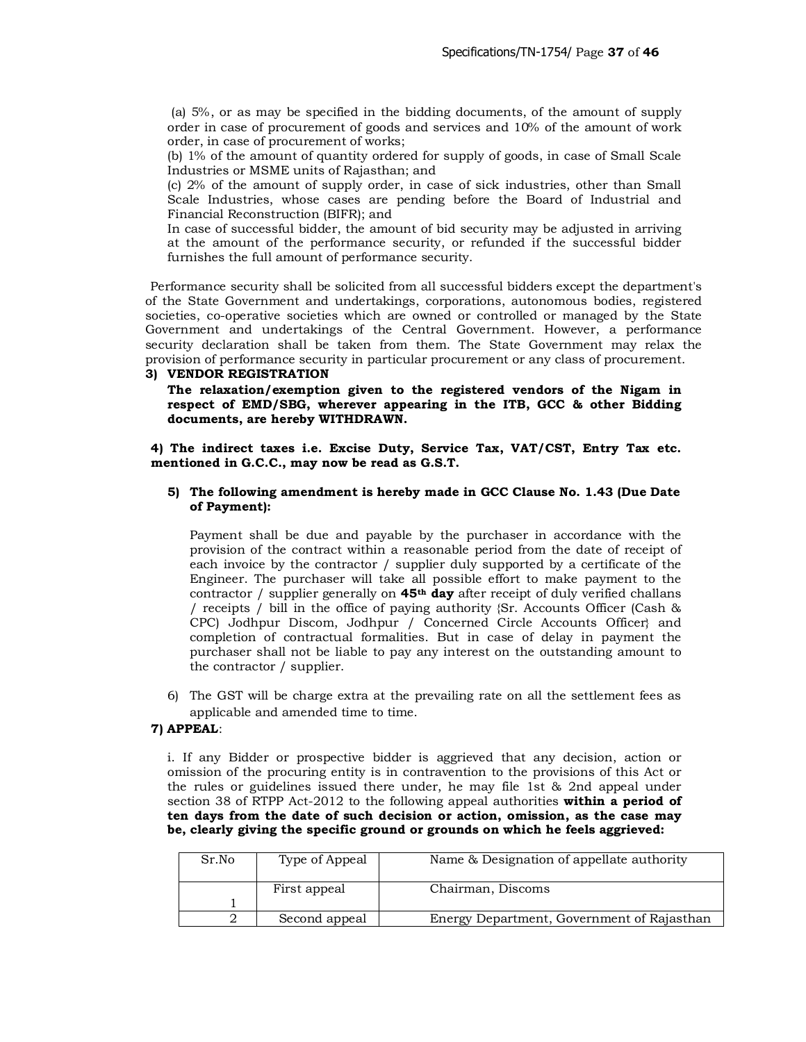(a) 5%, or as may be specified in the bidding documents, of the amount of supply order in case of procurement of goods and services and 10% of the amount of work order, in case of procurement of works;

(b) 1% of the amount of quantity ordered for supply of goods, in case of Small Scale Industries or MSME units of Rajasthan; and

(c) 2% of the amount of supply order, in case of sick industries, other than Small Scale Industries, whose cases are pending before the Board of Industrial and Financial Reconstruction (BIFR); and

In case of successful bidder, the amount of bid security may be adjusted in arriving at the amount of the performance security, or refunded if the successful bidder furnishes the full amount of performance security.

Performance security shall be solicited from all successful bidders except the department's of the State Government and undertakings, corporations, autonomous bodies, registered societies, co-operative societies which are owned or controlled or managed by the State Government and undertakings of the Central Government. However, a performance security declaration shall be taken from them. The State Government may relax the provision of performance security in particular procurement or any class of procurement.

**3) VENDOR REGISTRATION**

**The relaxation/exemption given to the registered vendors of the Nigam in respect of EMD/SBG, wherever appearing in the ITB, GCC & other Bidding documents, are hereby WITHDRAWN.**

**4) The indirect taxes i.e. Excise Duty, Service Tax, VAT/CST, Entry Tax etc. mentioned in G.C.C., may now be read as G.S.T.**

**5) The following amendment is hereby made in GCC Clause No. 1.43 (Due Date of Payment):**

Payment shall be due and payable by the purchaser in accordance with the provision of the contract within a reasonable period from the date of receipt of each invoice by the contractor / supplier duly supported by a certificate of the Engineer. The purchaser will take all possible effort to make payment to the contractor / supplier generally on **45th day** after receipt of duly verified challans / receipts / bill in the office of paying authority {Sr. Accounts Officer (Cash & CPC) Jodhpur Discom, Jodhpur / Concerned Circle Accounts Officer} and completion of contractual formalities. But in case of delay in payment the purchaser shall not be liable to pay any interest on the outstanding amount to the contractor / supplier.

6) The GST will be charge extra at the prevailing rate on all the settlement fees as applicable and amended time to time.

**7) APPEAL**:

i. If any Bidder or prospective bidder is aggrieved that any decision, action or omission of the procuring entity is in contravention to the provisions of this Act or the rules or guidelines issued there under, he may file 1st & 2nd appeal under section 38 of RTPP Act-2012 to the following appeal authorities **within a period of ten days from the date of such decision or action, omission, as the case may be, clearly giving the specific ground or grounds on which he feels aggrieved:**

| Sr.No | Type of Appeal | Name & Designation of appellate authority |
|---|---|---|
| 1 | First appeal | Chairman, Discoms |
| 2 | Second appeal | Energy Department, Government of Rajasthan |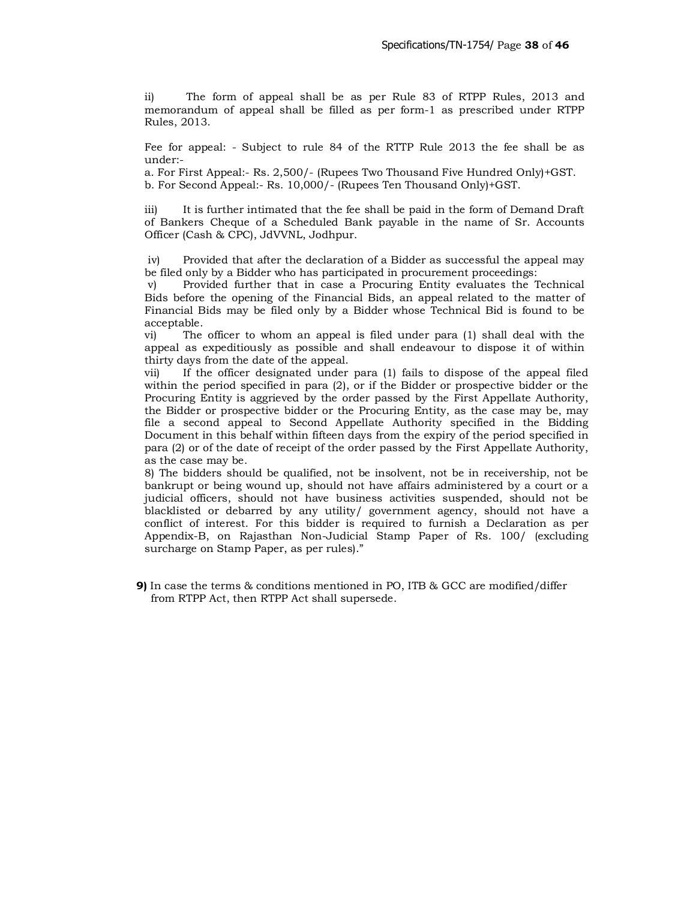ii) The form of appeal shall be as per Rule 83 of RTPP Rules, 2013 and memorandum of appeal shall be filled as per form-1 as prescribed under RTPP Rules, 2013.

Fee for appeal: - Subject to rule 84 of the RTTP Rule 2013 the fee shall be as under:-

a. For First Appeal:- Rs. 2,500/- (Rupees Two Thousand Five Hundred Only)+GST.
b. For Second Appeal:- Rs. 10,000/- (Rupees Ten Thousand Only)+GST.

iii) It is further intimated that the fee shall be paid in the form of Demand Draft of Bankers Cheque of a Scheduled Bank payable in the name of Sr. Accounts Officer (Cash & CPC), JdVVNL, Jodhpur.

iv) Provided that after the declaration of a Bidder as successful the appeal may be filed only by a Bidder who has participated in procurement proceedings:

v) Provided further that in case a Procuring Entity evaluates the Technical Bids before the opening of the Financial Bids, an appeal related to the matter of Financial Bids may be filed only by a Bidder whose Technical Bid is found to be acceptable.

vi) The officer to whom an appeal is filed under para (1) shall deal with the appeal as expeditiously as possible and shall endeavour to dispose it of within thirty days from the date of the appeal.

vii) If the officer designated under para (1) fails to dispose of the appeal filed within the period specified in para (2), or if the Bidder or prospective bidder or the Procuring Entity is aggrieved by the order passed by the First Appellate Authority, the Bidder or prospective bidder or the Procuring Entity, as the case may be, may file a second appeal to Second Appellate Authority specified in the Bidding Document in this behalf within fifteen days from the expiry of the period specified in para (2) or of the date of receipt of the order passed by the First Appellate Authority, as the case may be.

8) The bidders should be qualified, not be insolvent, not be in receivership, not be bankrupt or being wound up, should not have affairs administered by a court or a judicial officers, should not have business activities suspended, should not be blacklisted or debarred by any utility/ government agency, should not have a conflict of interest. For this bidder is required to furnish a Declaration as per Appendix-B, on Rajasthan Non-Judicial Stamp Paper of Rs. 100/ (excluding surcharge on Stamp Paper, as per rules)."

**9)** In case the terms & conditions mentioned in PO, ITB & GCC are modified/differ from RTPP Act, then RTPP Act shall supersede.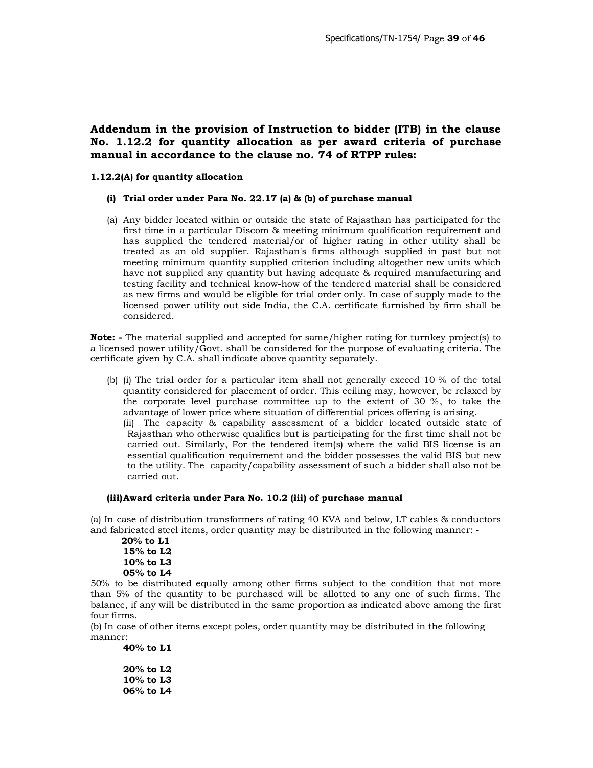## Addendum in the provision of Instruction to bidder (ITB) in the clause No. 1.12.2 for quantity allocation as per award criteria of purchase manual in accordance to the clause no. 74 of RTPP rules:

**1.12.2(A) for quantity allocation**

**(i) Trial order under Para No. 22.17 (a) & (b) of purchase manual**

(a) Any bidder located within or outside the state of Rajasthan has participated for the first time in a particular Discom & meeting minimum qualification requirement and has supplied the tendered material/or of higher rating in other utility shall be treated as an old supplier. Rajasthan's firms although supplied in past but not meeting minimum quantity supplied criterion including altogether new units which have not supplied any quantity but having adequate & required manufacturing and testing facility and technical know-how of the tendered material shall be considered as new firms and would be eligible for trial order only. In case of supply made to the licensed power utility out side India, the C.A. certificate furnished by firm shall be considered.

**Note: -** The material supplied and accepted for same/higher rating for turnkey project(s) to a licensed power utility/Govt. shall be considered for the purpose of evaluating criteria. The certificate given by C.A. shall indicate above quantity separately.

(b) (i) The trial order for a particular item shall not generally exceed 10 % of the total quantity considered for placement of order. This ceiling may, however, be relaxed by the corporate level purchase committee up to the extent of 30 %, to take the advantage of lower price where situation of differential prices offering is arising.

(ii) The capacity & capability assessment of a bidder located outside state of Rajasthan who otherwise qualifies but is participating for the first time shall not be carried out. Similarly, For the tendered item(s) where the valid BIS license is an essential qualification requirement and the bidder possesses the valid BIS but new to the utility. The capacity/capability assessment of such a bidder shall also not be carried out.

**(iii) Award criteria under Para No. 10.2 (iii) of purchase manual**

(a) In case of distribution transformers of rating 40 KVA and below, LT cables & conductors and fabricated steel items, order quantity may be distributed in the following manner: -

**20% to L1**
**15% to L2**
**10% to L3**
**05% to L4**

50% to be distributed equally among other firms subject to the condition that not more than 5% of the quantity to be purchased will be allotted to any one of such firms. The balance, if any will be distributed in the same proportion as indicated above among the first four firms.

(b) In case of other items except poles, order quantity may be distributed in the following manner:

**40% to L1**

**20% to L2**
**10% to L3**
**06% to L4**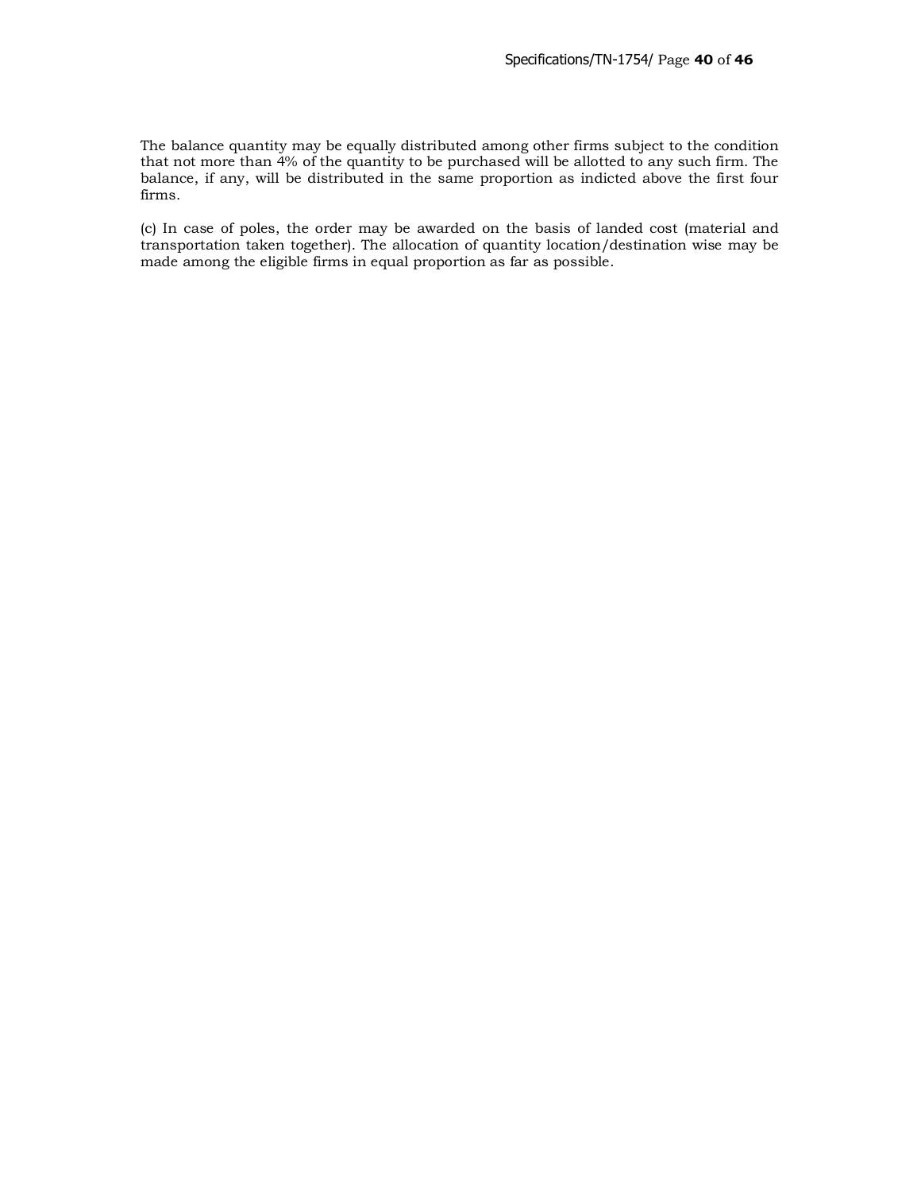The balance quantity may be equally distributed among other firms subject to the condition that not more than 4% of the quantity to be purchased will be allotted to any such firm. The balance, if any, will be distributed in the same proportion as indicted above the first four firms.

(c) In case of poles, the order may be awarded on the basis of landed cost (material and transportation taken together). The allocation of quantity location/destination wise may be made among the eligible firms in equal proportion as far as possible.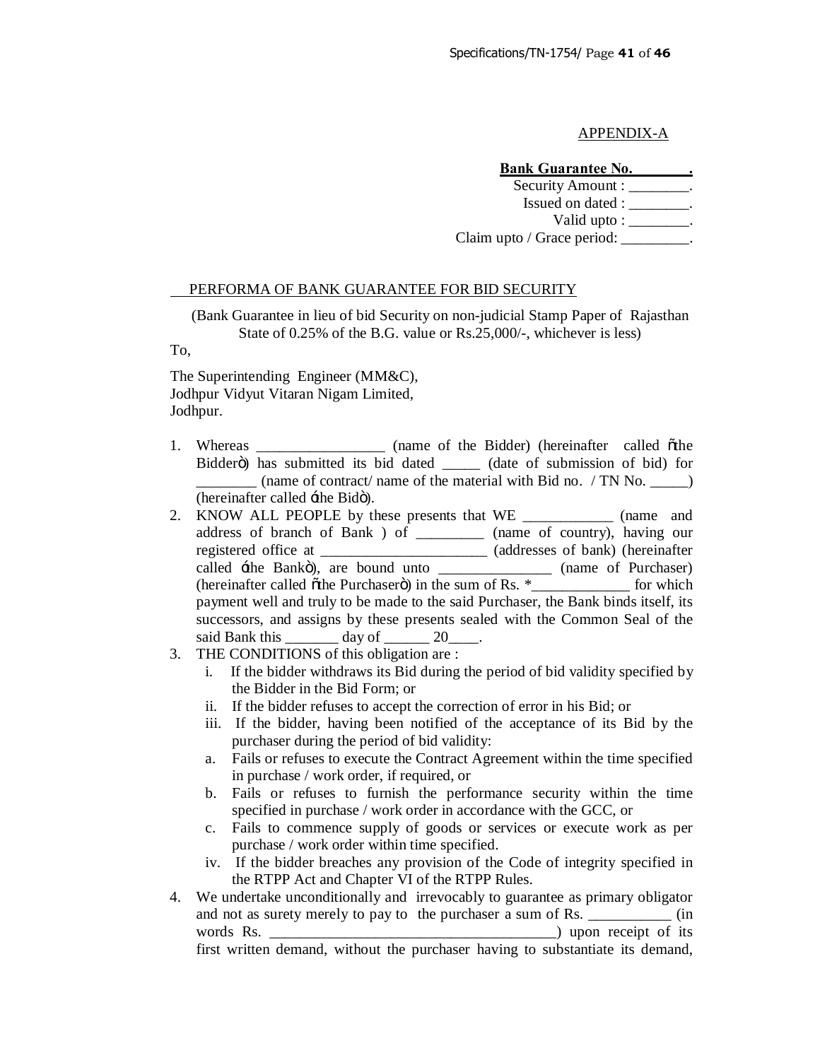APPENDIX-A

**Bank Guarantee No. _______.**
Security Amount : ________.
Issued on dated : ________.
Valid upto : ________.
Claim upto / Grace period: _________.

PERFORMA OF BANK GUARANTEE FOR BID SECURITY

(Bank Guarantee in lieu of bid Security on non-judicial Stamp Paper of Rajasthan State of 0.25% of the B.G. value or Rs.25,000/-, whichever is less)

To,

The Superintending Engineer (MM&C),
Jodhpur Vidyut Vitaran Nigam Limited,
Jodhpur.

1. Whereas _________________ (name of the Bidder) (hereinafter called "the Bidder") has submitted its bid dated _____ (date of submission of bid) for ________ (name of contract/ name of the material with Bid no. / TN No. _____) (hereinafter called 'the Bid').
2. KNOW ALL PEOPLE by these presents that WE ____________ (name and address of branch of Bank ) of _________ (name of country), having our registered office at ______________________ (addresses of bank) (hereinafter called 'the Bank'), are bound unto _______________ (name of Purchaser) (hereinafter called "the Purchaser") in the sum of Rs. *_____________ for which payment well and truly to be made to the said Purchaser, the Bank binds itself, its successors, and assigns by these presents sealed with the Common Seal of the said Bank this _______ day of ______ 20____.
3. THE CONDITIONS of this obligation are :
   i. If the bidder withdraws its Bid during the period of bid validity specified by the Bidder in the Bid Form; or
   ii. If the bidder refuses to accept the correction of error in his Bid; or
   iii. If the bidder, having been notified of the acceptance of its Bid by the purchaser during the period of bid validity:
   a. Fails or refuses to execute the Contract Agreement within the time specified in purchase / work order, if required, or
   b. Fails or refuses to furnish the performance security within the time specified in purchase / work order in accordance with the GCC, or
   c. Fails to commence supply of goods or services or execute work as per purchase / work order within time specified.
   iv. If the bidder breaches any provision of the Code of integrity specified in the RTPP Act and Chapter VI of the RTPP Rules.
4. We undertake unconditionally and irrevocably to guarantee as primary obligator and not as surety merely to pay to the purchaser a sum of Rs. ___________ (in words Rs. ______________________________________) upon receipt of its first written demand, without the purchaser having to substantiate its demand,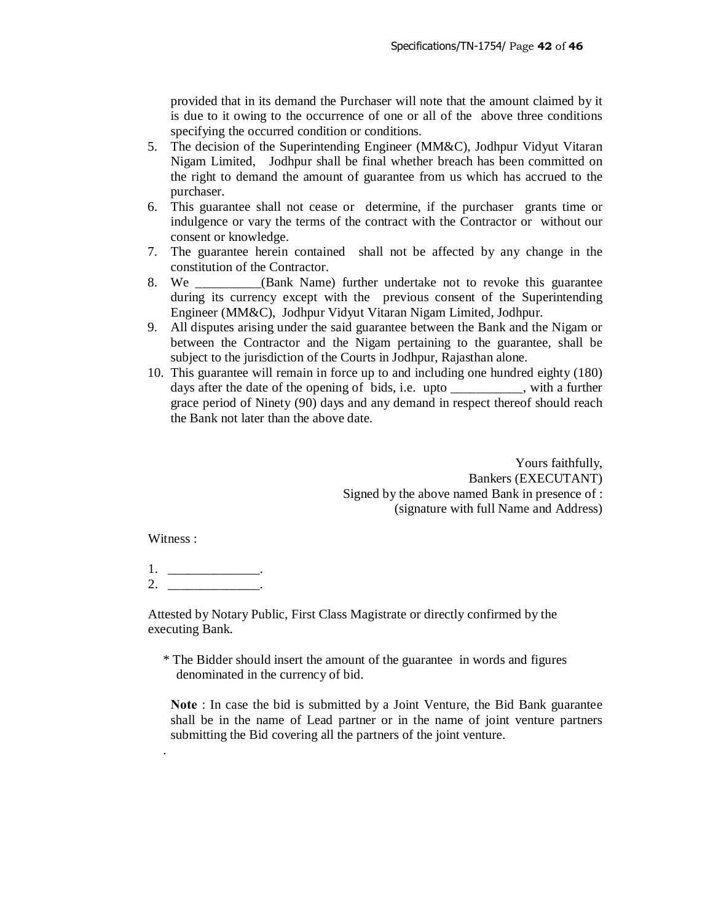provided that in its demand the Purchaser will note that the amount claimed by it is due to it owing to the occurrence of one or all of the above three conditions specifying the occurred condition or conditions.

5. The decision of the Superintending Engineer (MM&C), Jodhpur Vidyut Vitaran Nigam Limited, Jodhpur shall be final whether breach has been committed on the right to demand the amount of guarantee from us which has accrued to the purchaser.
6. This guarantee shall not cease or determine, if the purchaser grants time or indulgence or vary the terms of the contract with the Contractor or without our consent or knowledge.
7. The guarantee herein contained shall not be affected by any change in the constitution of the Contractor.
8. We __________(Bank Name) further undertake not to revoke this guarantee during its currency except with the previous consent of the Superintending Engineer (MM&C), Jodhpur Vidyut Vitaran Nigam Limited, Jodhpur.
9. All disputes arising under the said guarantee between the Bank and the Nigam or between the Contractor and the Nigam pertaining to the guarantee, shall be subject to the jurisdiction of the Courts in Jodhpur, Rajasthan alone.
10. This guarantee will remain in force up to and including one hundred eighty (180) days after the date of the opening of bids, i.e. upto ___________, with a further grace period of Ninety (90) days and any demand in respect thereof should reach the Bank not later than the above date.

Yours faithfully,
Bankers (EXECUTANT)
Signed by the above named Bank in presence of :
(signature with full Name and Address)

Witness :

1. ______________.
2. ______________.

Attested by Notary Public, First Class Magistrate or directly confirmed by the executing Bank.

\* The Bidder should insert the amount of the guarantee in words and figures denominated in the currency of bid.

**Note** : In case the bid is submitted by a Joint Venture, the Bid Bank guarantee shall be in the name of Lead partner or in the name of joint venture partners submitting the Bid covering all the partners of the joint venture.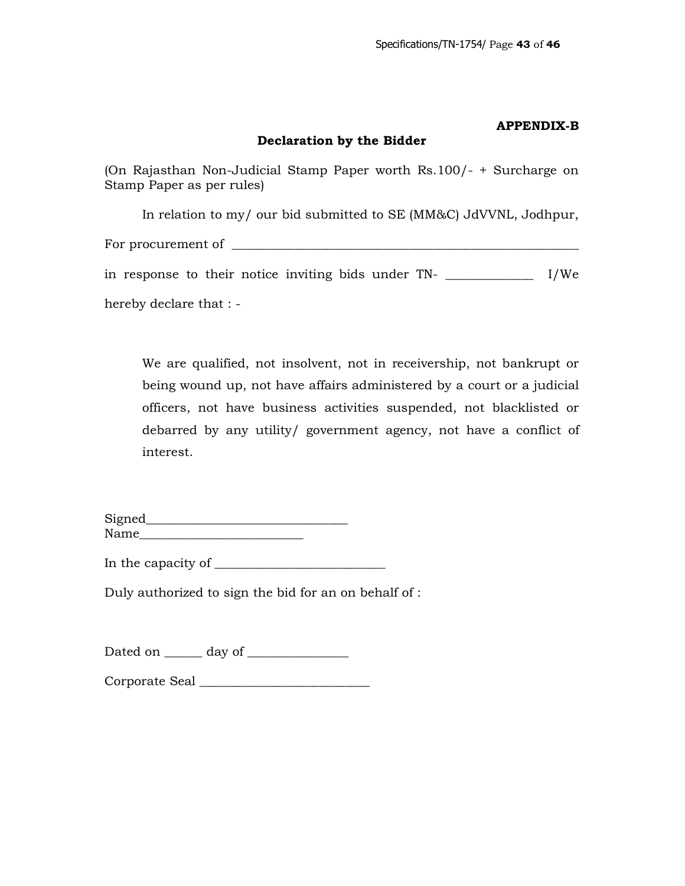**APPENDIX-B**

## Declaration by the Bidder

(On Rajasthan Non-Judicial Stamp Paper worth Rs.100/- + Surcharge on Stamp Paper as per rules)

In relation to my/ our bid submitted to SE (MM&C) JdVVNL, Jodhpur,

For procurement of _______________________________________________________

in response to their notice inviting bids under TN- _____________ I/We

hereby declare that : -

> We are qualified, not insolvent, not in receivership, not bankrupt or being wound up, not have affairs administered by a court or a judicial officers, not have business activities suspended, not blacklisted or debarred by any utility/ government agency, not have a conflict of interest.

Signed_______________________________
Name_________________________

In the capacity of __________________________

Duly authorized to sign the bid for an on behalf of :

Dated on ______ day of _______________

Corporate Seal __________________________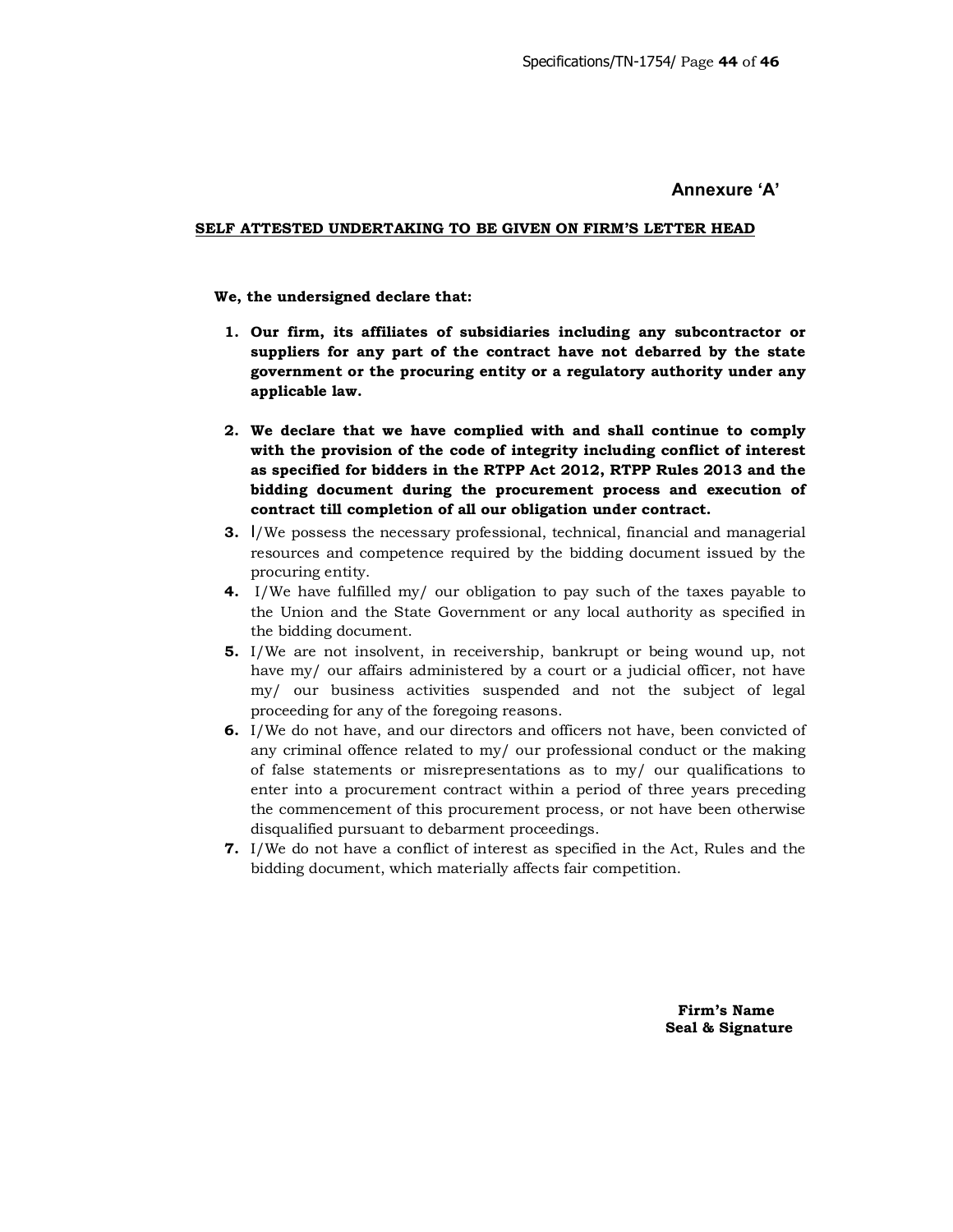## Annexure 'A'

**SELF ATTESTED UNDERTAKING TO BE GIVEN ON FIRM'S LETTER HEAD**

**We, the undersigned declare that:**

1. **Our firm, its affiliates of subsidiaries including any subcontractor or suppliers for any part of the contract have not debarred by the state government or the procuring entity or a regulatory authority under any applicable law.**
2. **We declare that we have complied with and shall continue to comply with the provision of the code of integrity including conflict of interest as specified for bidders in the RTPP Act 2012, RTPP Rules 2013 and the bidding document during the procurement process and execution of contract till completion of all our obligation under contract.**
3. I/We possess the necessary professional, technical, financial and managerial resources and competence required by the bidding document issued by the procuring entity.
4. I/We have fulfilled my/ our obligation to pay such of the taxes payable to the Union and the State Government or any local authority as specified in the bidding document.
5. I/We are not insolvent, in receivership, bankrupt or being wound up, not have my/ our affairs administered by a court or a judicial officer, not have my/ our business activities suspended and not the subject of legal proceeding for any of the foregoing reasons.
6. I/We do not have, and our directors and officers not have, been convicted of any criminal offence related to my/ our professional conduct or the making of false statements or misrepresentations as to my/ our qualifications to enter into a procurement contract within a period of three years preceding the commencement of this procurement process, or not have been otherwise disqualified pursuant to debarment proceedings.
7. I/We do not have a conflict of interest as specified in the Act, Rules and the bidding document, which materially affects fair competition.

**Firm's Name**
**Seal & Signature**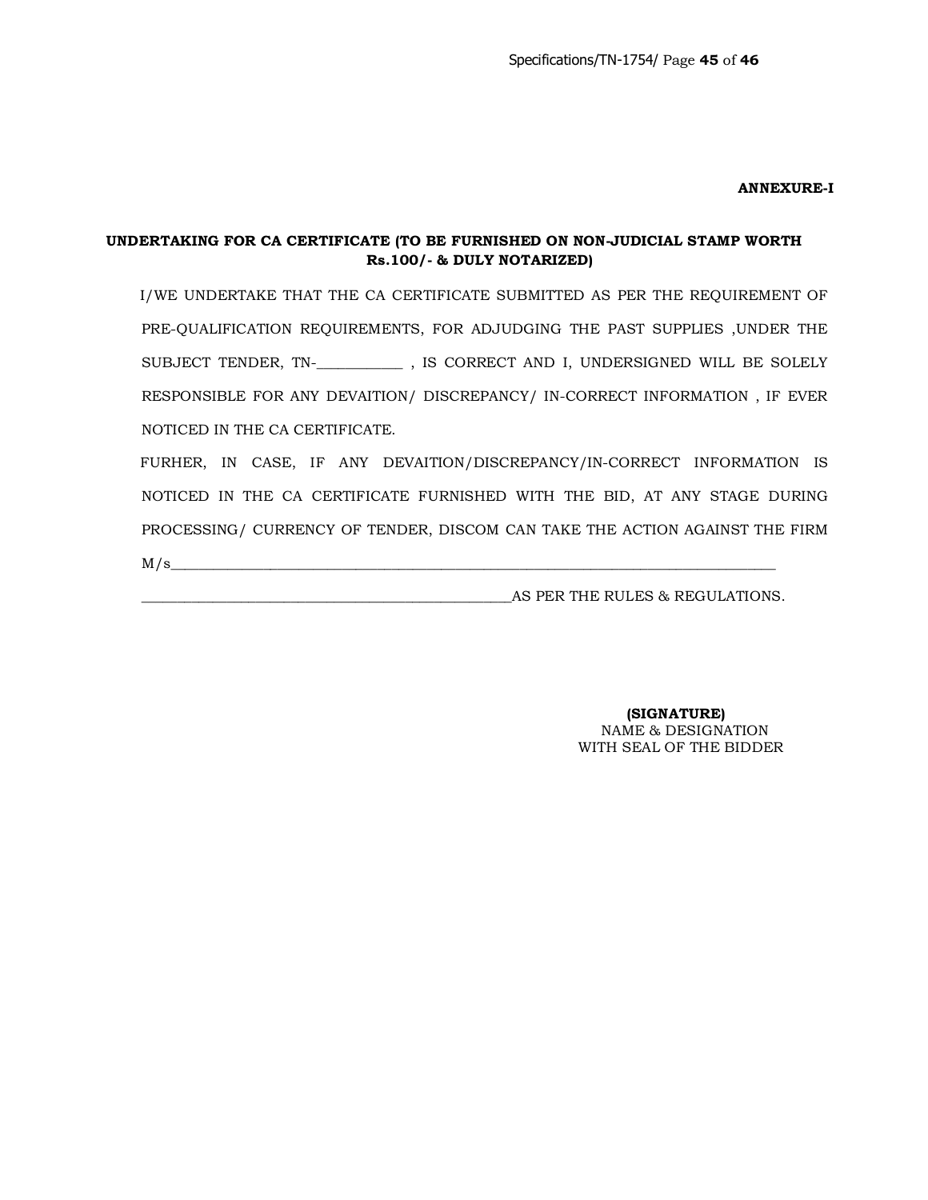**ANNEXURE-I**

**UNDERTAKING FOR CA CERTIFICATE (TO BE FURNISHED ON NON-JUDICIAL STAMP WORTH Rs.100/- & DULY NOTARIZED)**

I/WE UNDERTAKE THAT THE CA CERTIFICATE SUBMITTED AS PER THE REQUIREMENT OF PRE-QUALIFICATION REQUIREMENTS, FOR ADJUDGING THE PAST SUPPLIES ,UNDER THE SUBJECT TENDER, TN-___________ , IS CORRECT AND I, UNDERSIGNED WILL BE SOLELY RESPONSIBLE FOR ANY DEVAITION/ DISCREPANCY/ IN-CORRECT INFORMATION , IF EVER NOTICED IN THE CA CERTIFICATE.

FURHER, IN CASE, IF ANY DEVAITION/DISCREPANCY/IN-CORRECT INFORMATION IS NOTICED IN THE CA CERTIFICATE FURNISHED WITH THE BID, AT ANY STAGE DURING PROCESSING/ CURRENCY OF TENDER, DISCOM CAN TAKE THE ACTION AGAINST THE FIRM M/s________________________________________________________________________________

_________________________________________________AS PER THE RULES & REGULATIONS.

**(SIGNATURE)**
NAME & DESIGNATION
WITH SEAL OF THE BIDDER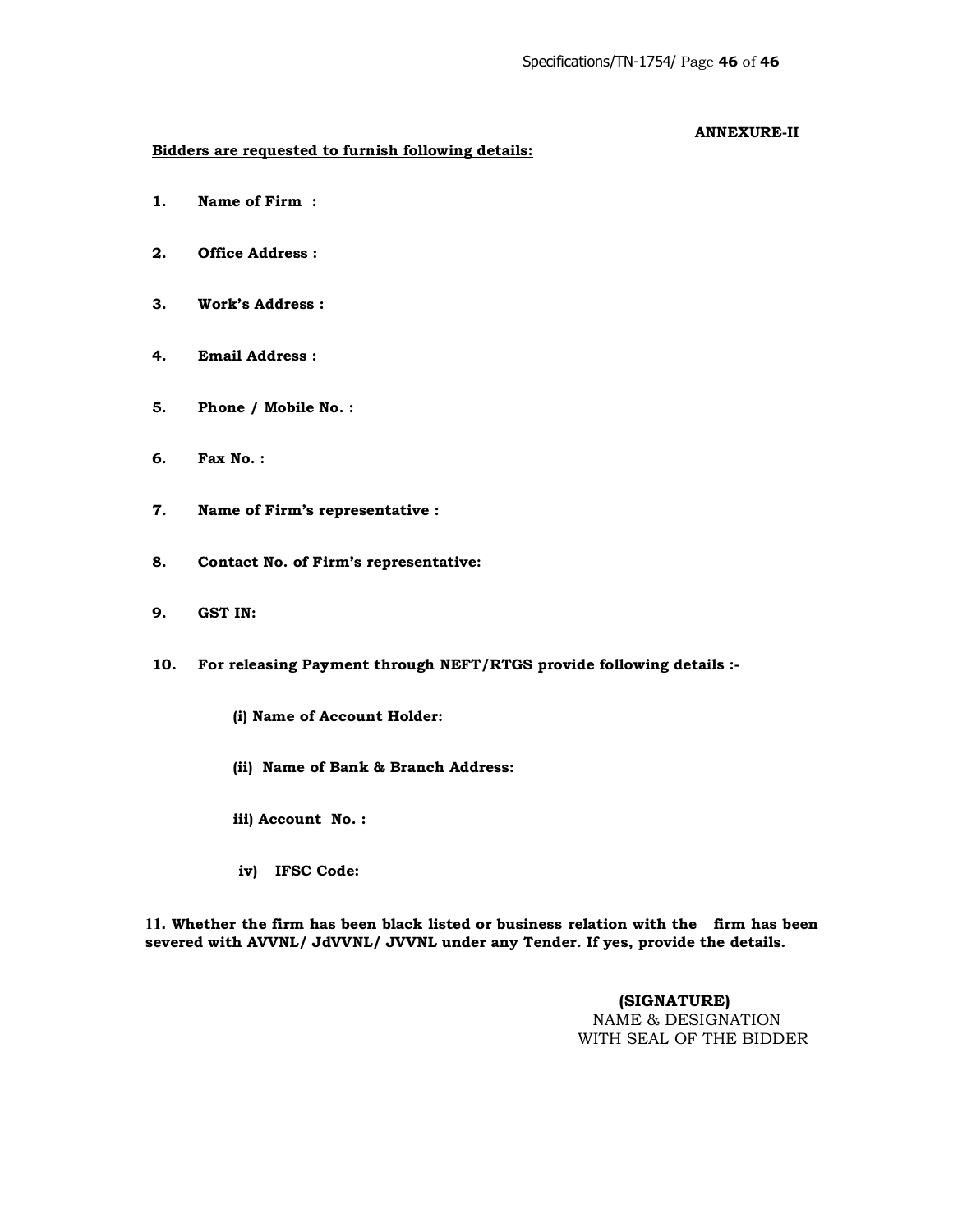**ANNEXURE-II**

**Bidders are requested to furnish following details:**

1. **Name of Firm :**

2. **Office Address :**

3. **Work's Address :**

4. **Email Address :**

5. **Phone / Mobile No. :**

6. **Fax No. :**

7. **Name of Firm's representative :**

8. **Contact No. of Firm's representative:**

9. **GST IN:**

10. **For releasing Payment through NEFT/RTGS provide following details :-**

    **(i) Name of Account Holder:**

    **(ii) Name of Bank & Branch Address:**

    **iii) Account No. :**

    **iv) IFSC Code:**

**11. Whether the firm has been black listed or business relation with the firm has been severed with AVVNL/ JdVVNL/ JVVNL under any Tender. If yes, provide the details.**

**(SIGNATURE)**
NAME & DESIGNATION
WITH SEAL OF THE BIDDER